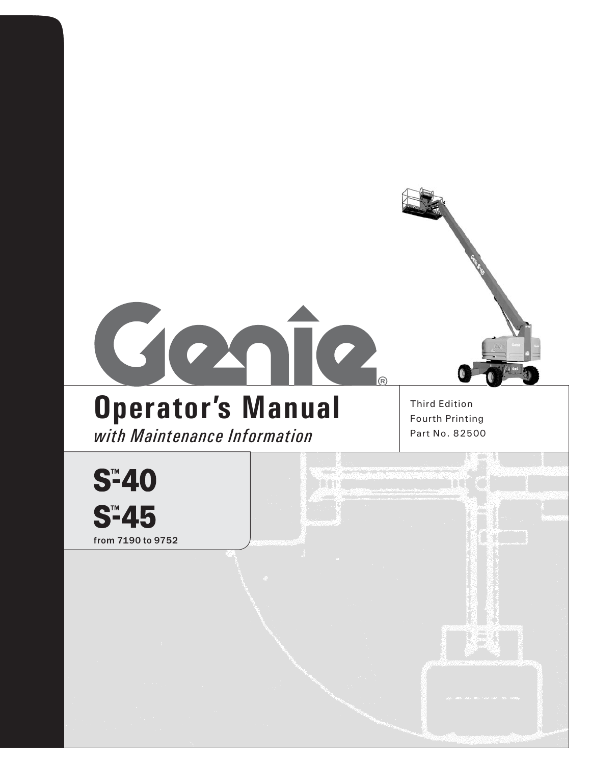# Genie®

# Operator's Manual

*with Maintenance Information*

Third Edition
Fourth Printing
Part No. 82500

## S™-40
## S™-45

**from 7190 to 9752**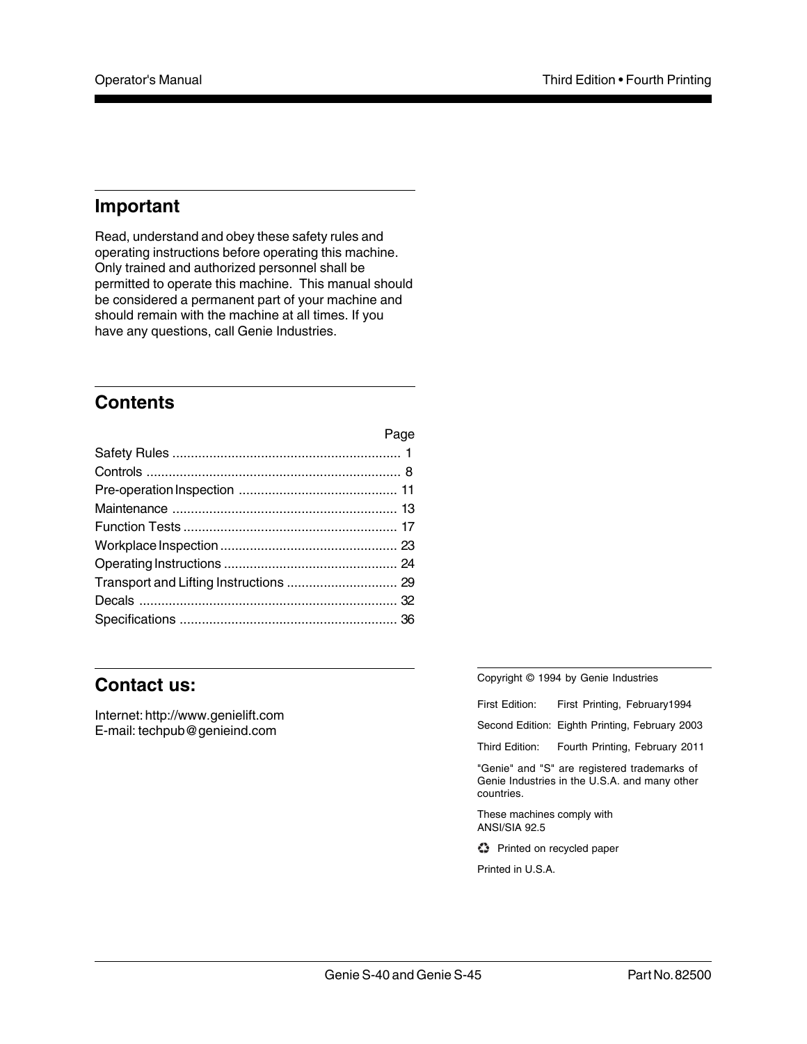## Important

Read, understand and obey these safety rules and operating instructions before operating this machine. Only trained and authorized personnel shall be permitted to operate this machine. This manual should be considered a permanent part of your machine and should remain with the machine at all times. If you have any questions, call Genie Industries.

## Contents

| | Page |
|---|---|
| Safety Rules | 1 |
| Controls | 8 |
| Pre-operation Inspection | 11 |
| Maintenance | 13 |
| Function Tests | 17 |
| Workplace Inspection | 23 |
| Operating Instructions | 24 |
| Transport and Lifting Instructions | 29 |
| Decals | 32 |
| Specifications | 36 |

## Contact us:

Internet: http://www.genielift.com
E-mail: techpub@genieind.com

Copyright © 1994 by Genie Industries

First Edition: First Printing, February1994

Second Edition: Eighth Printing, February 2003

Third Edition: Fourth Printing, February 2011

"Genie" and "S" are registered trademarks of Genie Industries in the U.S.A. and many other countries.

These machines comply with ANSI/SIA 92.5

♻ Printed on recycled paper

Printed in U.S.A.

Genie S-40 and Genie S-45 Part No. 82500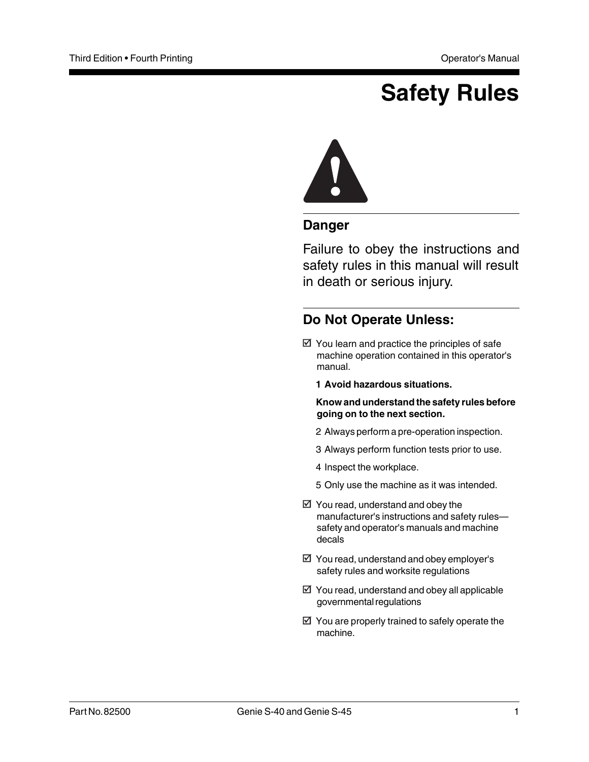# Safety Rules

## Danger

Failure to obey the instructions and safety rules in this manual will result in death or serious injury.

## Do Not Operate Unless:

☑ You learn and practice the principles of safe machine operation contained in this operator's manual.

**1 Avoid hazardous situations.**

**Know and understand the safety rules before going on to the next section.**

2 Always perform a pre-operation inspection.

3 Always perform function tests prior to use.

4 Inspect the workplace.

5 Only use the machine as it was intended.

☑ You read, understand and obey the manufacturer's instructions and safety rules—safety and operator's manuals and machine decals

☑ You read, understand and obey employer's safety rules and worksite regulations

☑ You read, understand and obey all applicable governmental regulations

☑ You are properly trained to safely operate the machine.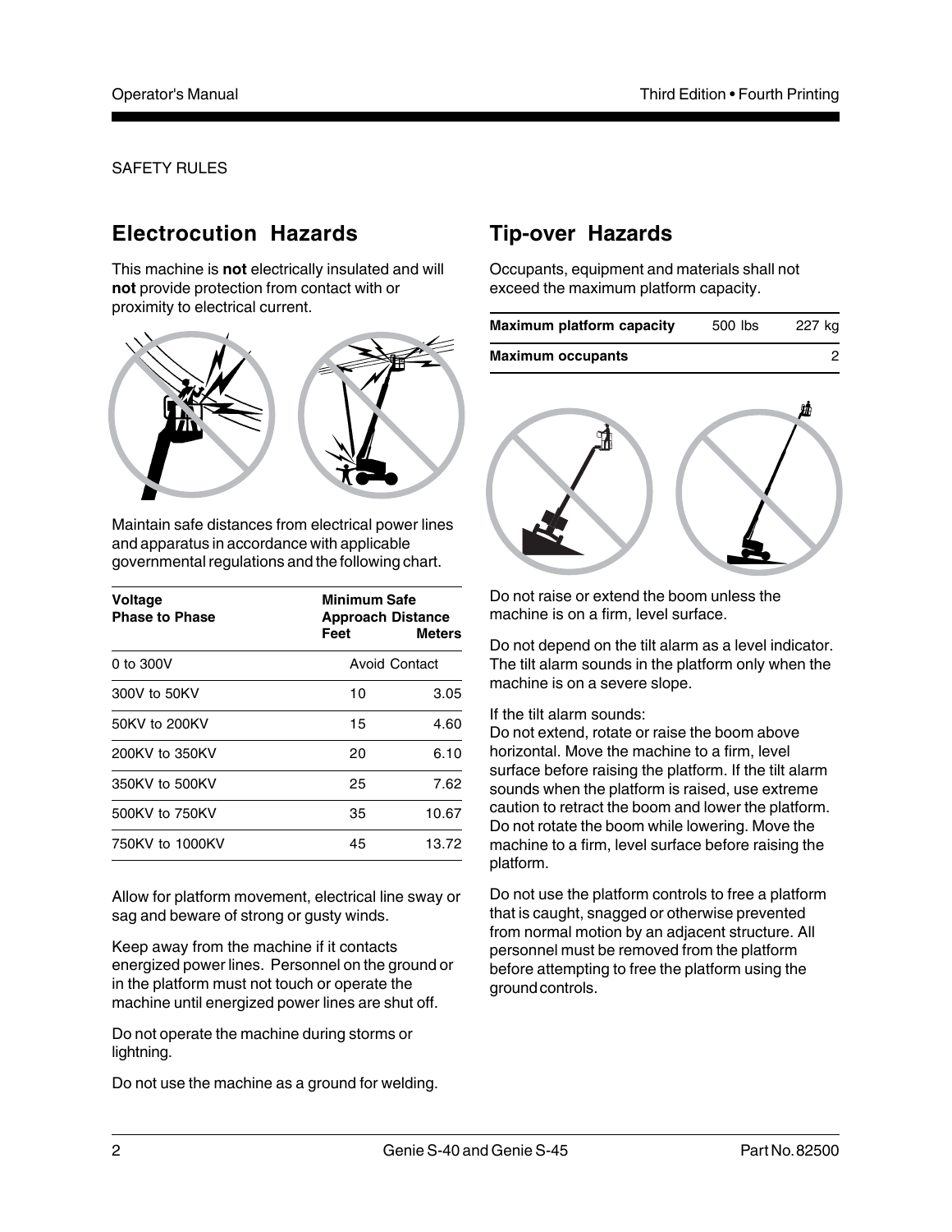SAFETY RULES

## Electrocution Hazards

This machine is **not** electrically insulated and will **not** provide protection from contact with or proximity to electrical current.

Maintain safe distances from electrical power lines and apparatus in accordance with applicable governmental regulations and the following chart.

| Voltage Phase to Phase | Minimum Safe Approach Distance Feet | Meters |
|---|---|---|
| 0 to 300V | Avoid Contact | |
| 300V to 50KV | 10 | 3.05 |
| 50KV to 200KV | 15 | 4.60 |
| 200KV to 350KV | 20 | 6.10 |
| 350KV to 500KV | 25 | 7.62 |
| 500KV to 750KV | 35 | 10.67 |
| 750KV to 1000KV | 45 | 13.72 |

Allow for platform movement, electrical line sway or sag and beware of strong or gusty winds.

Keep away from the machine if it contacts energized power lines. Personnel on the ground or in the platform must not touch or operate the machine until energized power lines are shut off.

Do not operate the machine during storms or lightning.

Do not use the machine as a ground for welding.

## Tip-over Hazards

Occupants, equipment and materials shall not exceed the maximum platform capacity.

| | | |
|---|---|---|
| **Maximum platform capacity** | 500 lbs | 227 kg |
| **Maximum occupants** | | 2 |

Do not raise or extend the boom unless the machine is on a firm, level surface.

Do not depend on the tilt alarm as a level indicator. The tilt alarm sounds in the platform only when the machine is on a severe slope.

If the tilt alarm sounds:
Do not extend, rotate or raise the boom above horizontal. Move the machine to a firm, level surface before raising the platform. If the tilt alarm sounds when the platform is raised, use extreme caution to retract the boom and lower the platform. Do not rotate the boom while lowering. Move the machine to a firm, level surface before raising the platform.

Do not use the platform controls to free a platform that is caught, snagged or otherwise prevented from normal motion by an adjacent structure. All personnel must be removed from the platform before attempting to free the platform using the ground controls.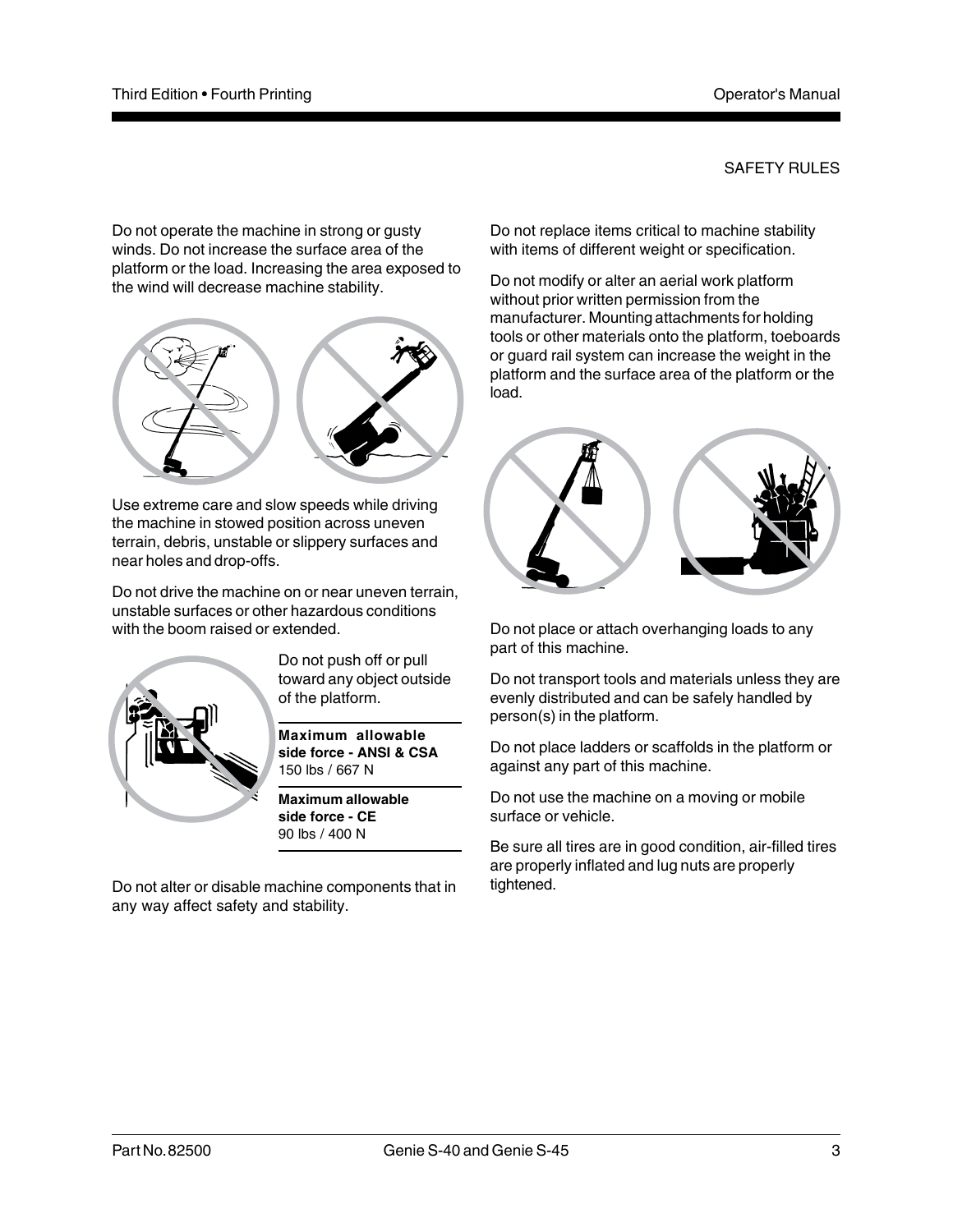## SAFETY RULES

Do not operate the machine in strong or gusty winds. Do not increase the surface area of the platform or the load. Increasing the area exposed to the wind will decrease machine stability.

Use extreme care and slow speeds while driving the machine in stowed position across uneven terrain, debris, unstable or slippery surfaces and near holes and drop-offs.

Do not drive the machine on or near uneven terrain, unstable surfaces or other hazardous conditions with the boom raised or extended.

Do not push off or pull toward any object outside of the platform.

**Maximum allowable side force - ANSI & CSA**
150 lbs / 667 N

**Maximum allowable side force - CE**
90 lbs / 400 N

Do not alter or disable machine components that in any way affect safety and stability.

Do not replace items critical to machine stability with items of different weight or specification.

Do not modify or alter an aerial work platform without prior written permission from the manufacturer. Mounting attachments for holding tools or other materials onto the platform, toeboards or guard rail system can increase the weight in the platform and the surface area of the platform or the load.

Do not place or attach overhanging loads to any part of this machine.

Do not transport tools and materials unless they are evenly distributed and can be safely handled by person(s) in the platform.

Do not place ladders or scaffolds in the platform or against any part of this machine.

Do not use the machine on a moving or mobile surface or vehicle.

Be sure all tires are in good condition, air-filled tires are properly inflated and lug nuts are properly tightened.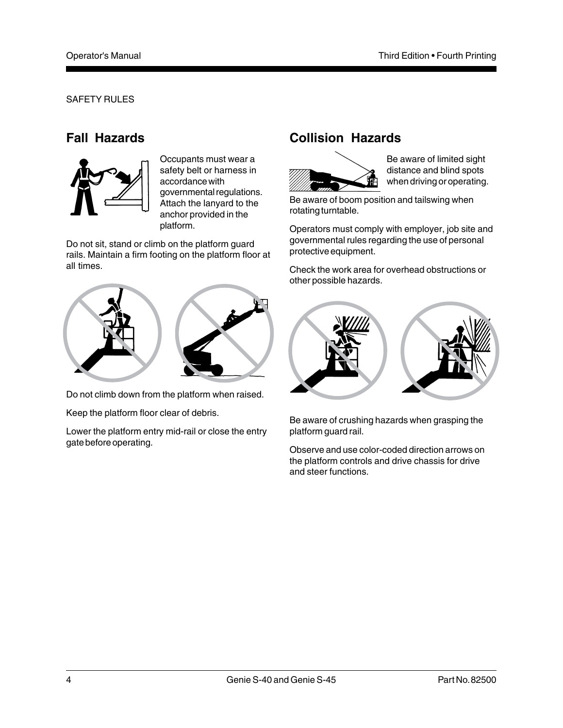SAFETY RULES

## Fall Hazards

Occupants must wear a safety belt or harness in accordance with governmental regulations. Attach the lanyard to the anchor provided in the platform.

Do not sit, stand or climb on the platform guard rails. Maintain a firm footing on the platform floor at all times.

Do not climb down from the platform when raised.

Keep the platform floor clear of debris.

Lower the platform entry mid-rail or close the entry gate before operating.

## Collision Hazards

Be aware of limited sight distance and blind spots when driving or operating.

Be aware of boom position and tailswing when rotating turntable.

Operators must comply with employer, job site and governmental rules regarding the use of personal protective equipment.

Check the work area for overhead obstructions or other possible hazards.

Be aware of crushing hazards when grasping the platform guard rail.

Observe and use color-coded direction arrows on the platform controls and drive chassis for drive and steer functions.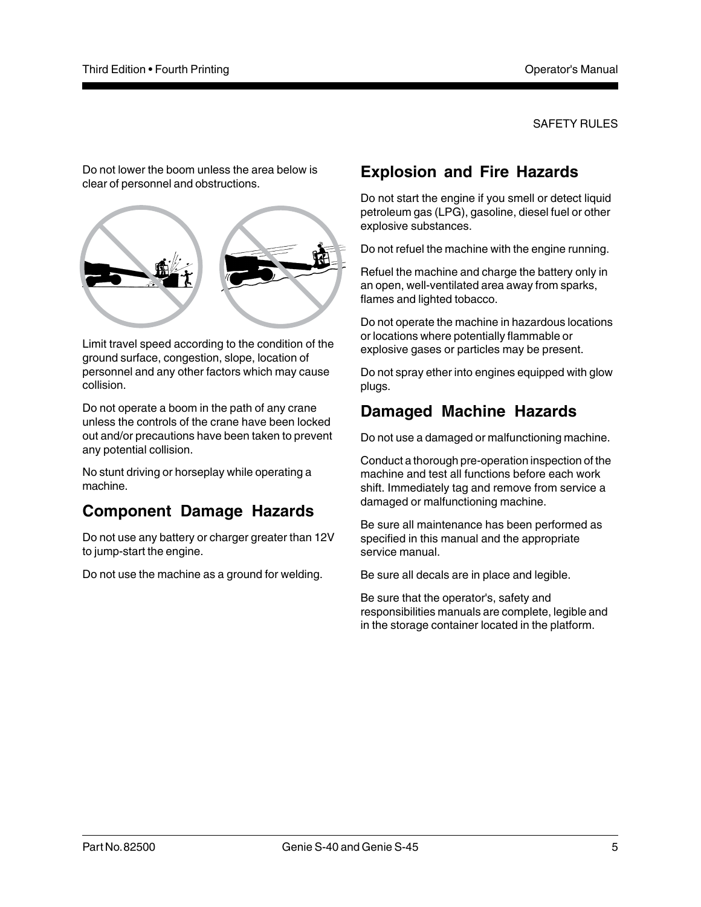SAFETY RULES

Do not lower the boom unless the area below is clear of personnel and obstructions.

Limit travel speed according to the condition of the ground surface, congestion, slope, location of personnel and any other factors which may cause collision.

Do not operate a boom in the path of any crane unless the controls of the crane have been locked out and/or precautions have been taken to prevent any potential collision.

No stunt driving or horseplay while operating a machine.

## Component Damage Hazards

Do not use any battery or charger greater than 12V to jump-start the engine.

Do not use the machine as a ground for welding.

## Explosion and Fire Hazards

Do not start the engine if you smell or detect liquid petroleum gas (LPG), gasoline, diesel fuel or other explosive substances.

Do not refuel the machine with the engine running.

Refuel the machine and charge the battery only in an open, well-ventilated area away from sparks, flames and lighted tobacco.

Do not operate the machine in hazardous locations or locations where potentially flammable or explosive gases or particles may be present.

Do not spray ether into engines equipped with glow plugs.

## Damaged Machine Hazards

Do not use a damaged or malfunctioning machine.

Conduct a thorough pre-operation inspection of the machine and test all functions before each work shift. Immediately tag and remove from service a damaged or malfunctioning machine.

Be sure all maintenance has been performed as specified in this manual and the appropriate service manual.

Be sure all decals are in place and legible.

Be sure that the operator's, safety and responsibilities manuals are complete, legible and in the storage container located in the platform.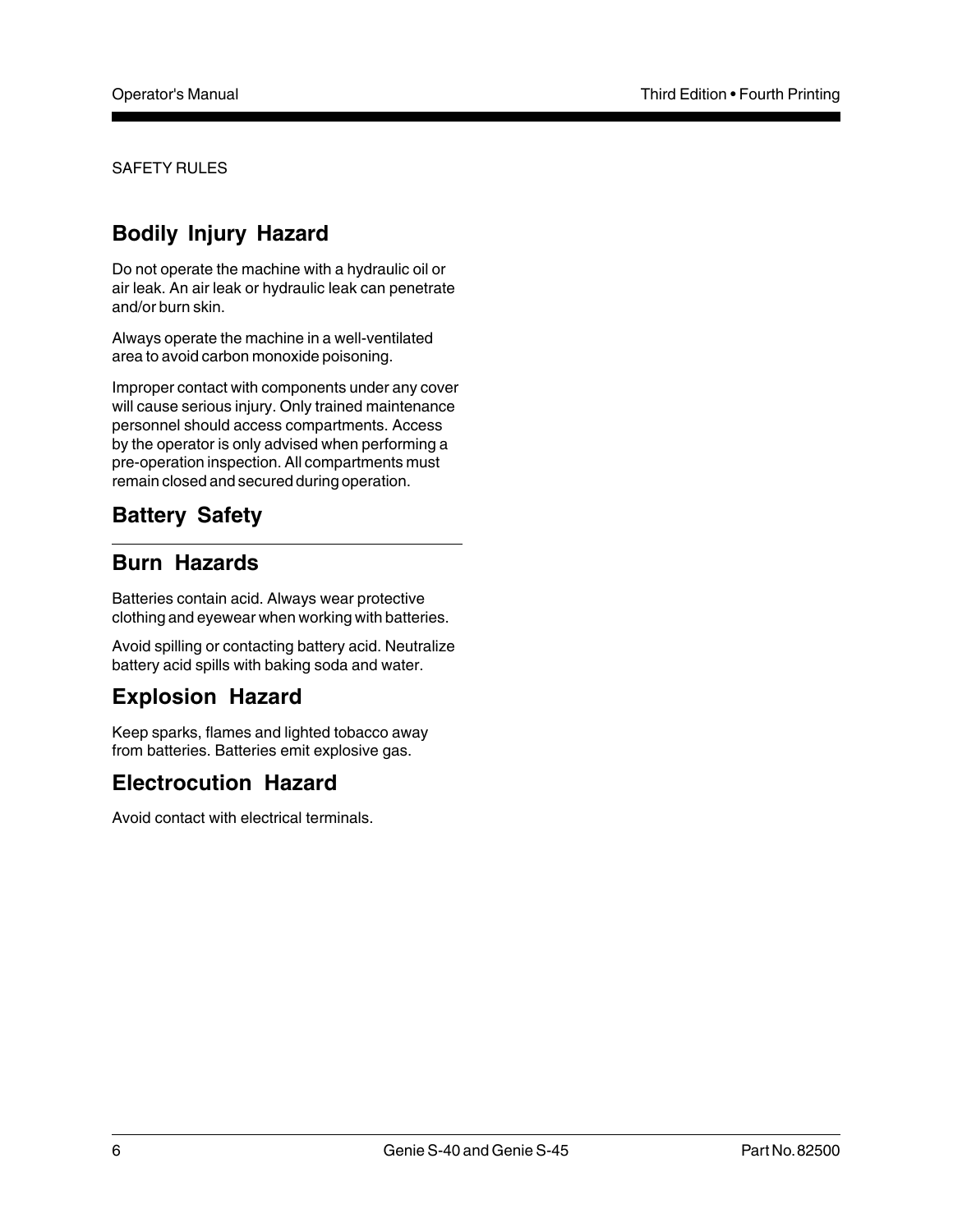SAFETY RULES

## Bodily Injury Hazard

Do not operate the machine with a hydraulic oil or air leak. An air leak or hydraulic leak can penetrate and/or burn skin.

Always operate the machine in a well-ventilated area to avoid carbon monoxide poisoning.

Improper contact with components under any cover will cause serious injury. Only trained maintenance personnel should access compartments. Access by the operator is only advised when performing a pre-operation inspection. All compartments must remain closed and secured during operation.

## Battery Safety

## Burn Hazards

Batteries contain acid. Always wear protective clothing and eyewear when working with batteries.

Avoid spilling or contacting battery acid. Neutralize battery acid spills with baking soda and water.

## Explosion Hazard

Keep sparks, flames and lighted tobacco away from batteries. Batteries emit explosive gas.

## Electrocution Hazard

Avoid contact with electrical terminals.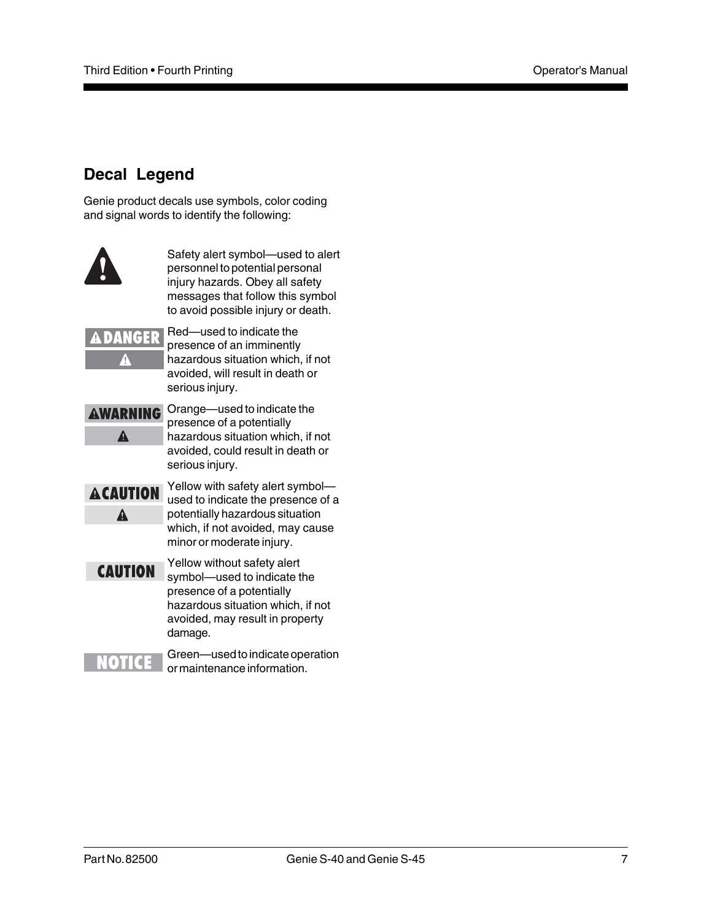## Decal Legend

Genie product decals use symbols, color coding and signal words to identify the following:

Safety alert symbol—used to alert personnel to potential personal injury hazards. Obey all safety messages that follow this symbol to avoid possible injury or death.

**DANGER** — Red—used to indicate the presence of an imminently hazardous situation which, if not avoided, will result in death or serious injury.

**WARNING** — Orange—used to indicate the presence of a potentially hazardous situation which, if not avoided, could result in death or serious injury.

**CAUTION** — Yellow with safety alert symbol—used to indicate the presence of a potentially hazardous situation which, if not avoided, may cause minor or moderate injury.

**CAUTION** — Yellow without safety alert symbol—used to indicate the presence of a potentially hazardous situation which, if not avoided, may result in property damage.

**NOTICE** — Green—used to indicate operation or maintenance information.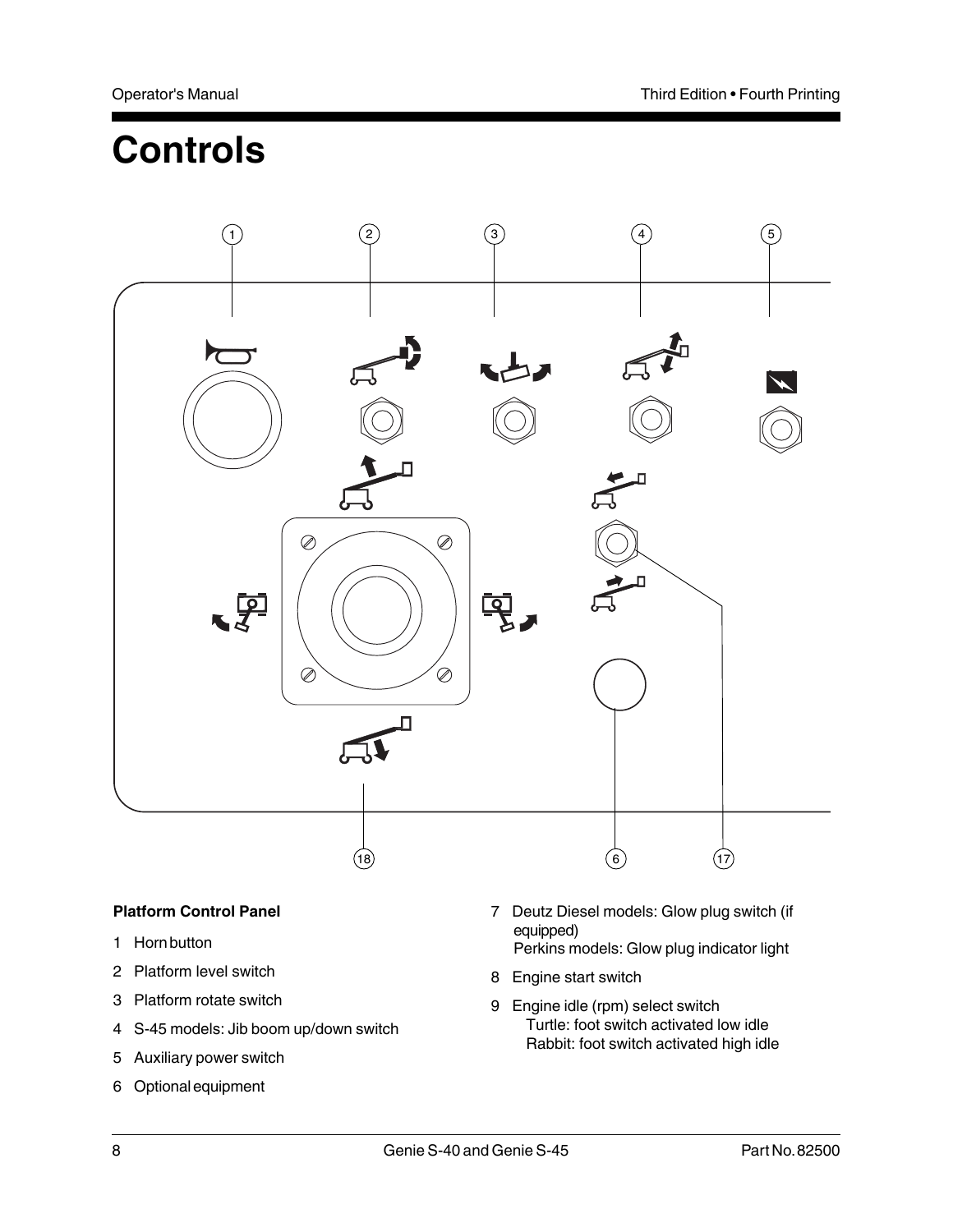# Controls

1
2
3
4
5
18
6
17

**Platform Control Panel**

1 Horn button

2 Platform level switch

3 Platform rotate switch

4 S-45 models: Jib boom up/down switch

5 Auxiliary power switch

6 Optional equipment

7 Deutz Diesel models: Glow plug switch (if equipped)
Perkins models: Glow plug indicator light

8 Engine start switch

9 Engine idle (rpm) select switch
Turtle: foot switch activated low idle
Rabbit: foot switch activated high idle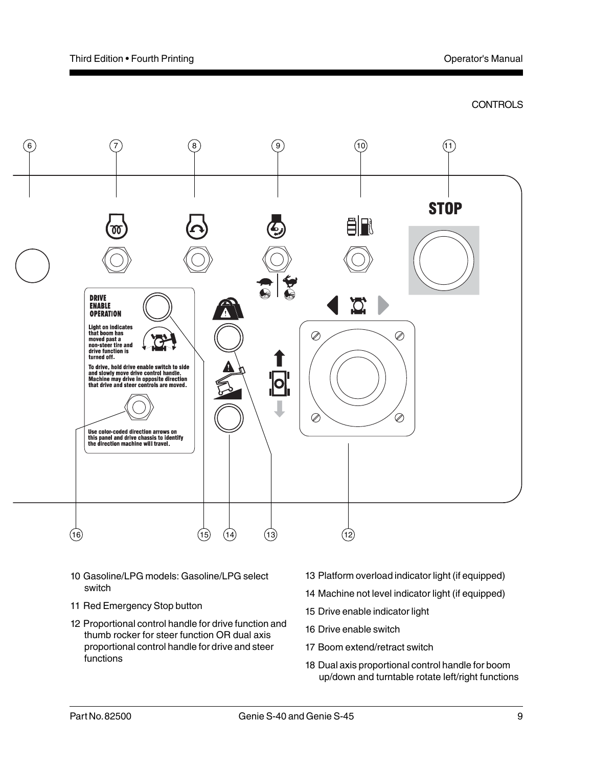CONTROLS

6 7 8 9 10 11

STOP

DRIVE ENABLE OPERATION

Light on indicates that boom has moved past a non-steer tire and drive function is turned off.

To drive, hold drive enable switch to side and slowly move drive control handle. Machine may drive in opposite direction that drive and steer controls are moved.

Use color-coded direction arrows on this panel and drive chassis to identify the direction machine will travel.

16 15 14 13 12

10 Gasoline/LPG models: Gasoline/LPG select switch

11 Red Emergency Stop button

12 Proportional control handle for drive function and thumb rocker for steer function OR dual axis proportional control handle for drive and steer functions

13 Platform overload indicator light (if equipped)

14 Machine not level indicator light (if equipped)

15 Drive enable indicator light

16 Drive enable switch

17 Boom extend/retract switch

18 Dual axis proportional control handle for boom up/down and turntable rotate left/right functions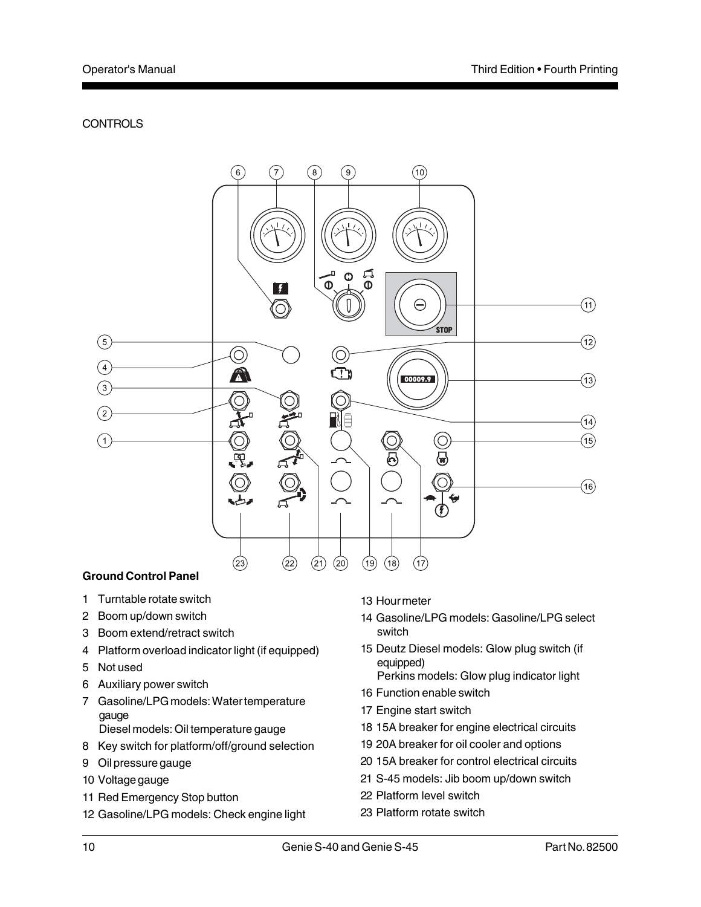CONTROLS

**Ground Control Panel**

1 Turntable rotate switch
2 Boom up/down switch
3 Boom extend/retract switch
4 Platform overload indicator light (if equipped)
5 Not used
6 Auxiliary power switch
7 Gasoline/LPG models: Water temperature gauge
   Diesel models: Oil temperature gauge
8 Key switch for platform/off/ground selection
9 Oil pressure gauge
10 Voltage gauge
11 Red Emergency Stop button
12 Gasoline/LPG models: Check engine light
13 Hour meter
14 Gasoline/LPG models: Gasoline/LPG select switch
15 Deutz Diesel models: Glow plug switch (if equipped)
   Perkins models: Glow plug indicator light
16 Function enable switch
17 Engine start switch
18 15A breaker for engine electrical circuits
19 20A breaker for oil cooler and options
20 15A breaker for control electrical circuits
21 S-45 models: Jib boom up/down switch
22 Platform level switch
23 Platform rotate switch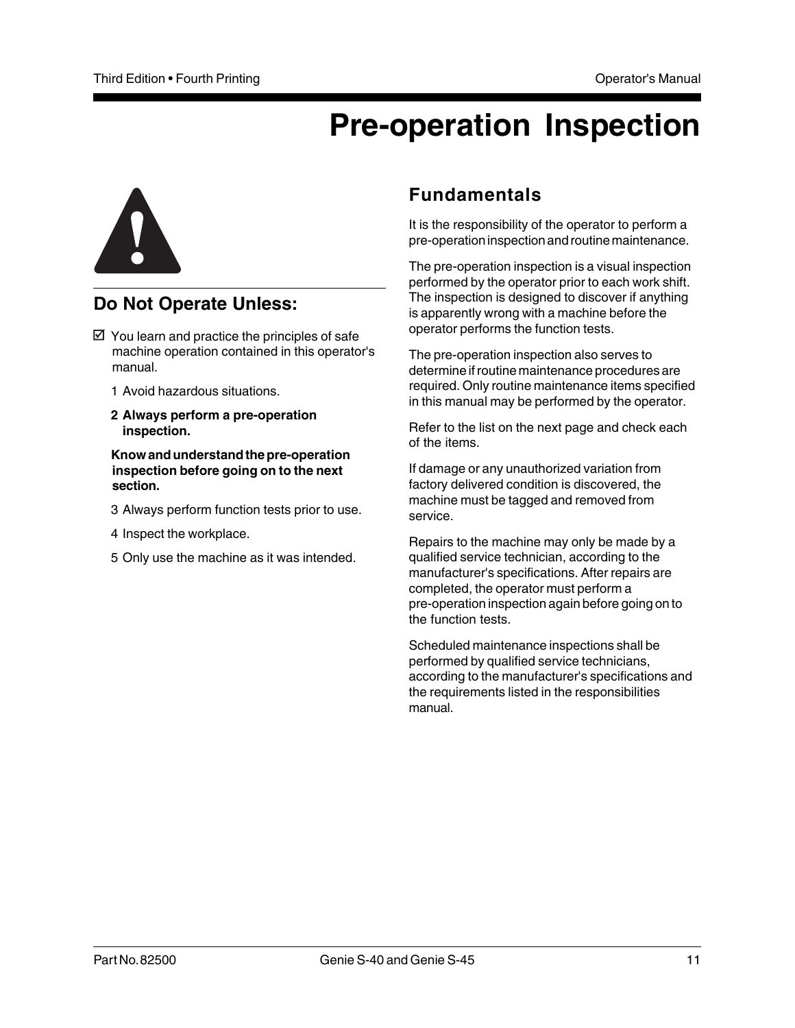# Pre-operation Inspection

## Do Not Operate Unless:

☑ You learn and practice the principles of safe machine operation contained in this operator's manual.

1 Avoid hazardous situations.

**2 Always perform a pre-operation inspection.**

**Know and understand the pre-operation inspection before going on to the next section.**

3 Always perform function tests prior to use.

4 Inspect the workplace.

5 Only use the machine as it was intended.

## Fundamentals

It is the responsibility of the operator to perform a pre-operation inspection and routine maintenance.

The pre-operation inspection is a visual inspection performed by the operator prior to each work shift. The inspection is designed to discover if anything is apparently wrong with a machine before the operator performs the function tests.

The pre-operation inspection also serves to determine if routine maintenance procedures are required. Only routine maintenance items specified in this manual may be performed by the operator.

Refer to the list on the next page and check each of the items.

If damage or any unauthorized variation from factory delivered condition is discovered, the machine must be tagged and removed from service.

Repairs to the machine may only be made by a qualified service technician, according to the manufacturer's specifications. After repairs are completed, the operator must perform a pre-operation inspection again before going on to the function tests.

Scheduled maintenance inspections shall be performed by qualified service technicians, according to the manufacturer's specifications and the requirements listed in the responsibilities manual.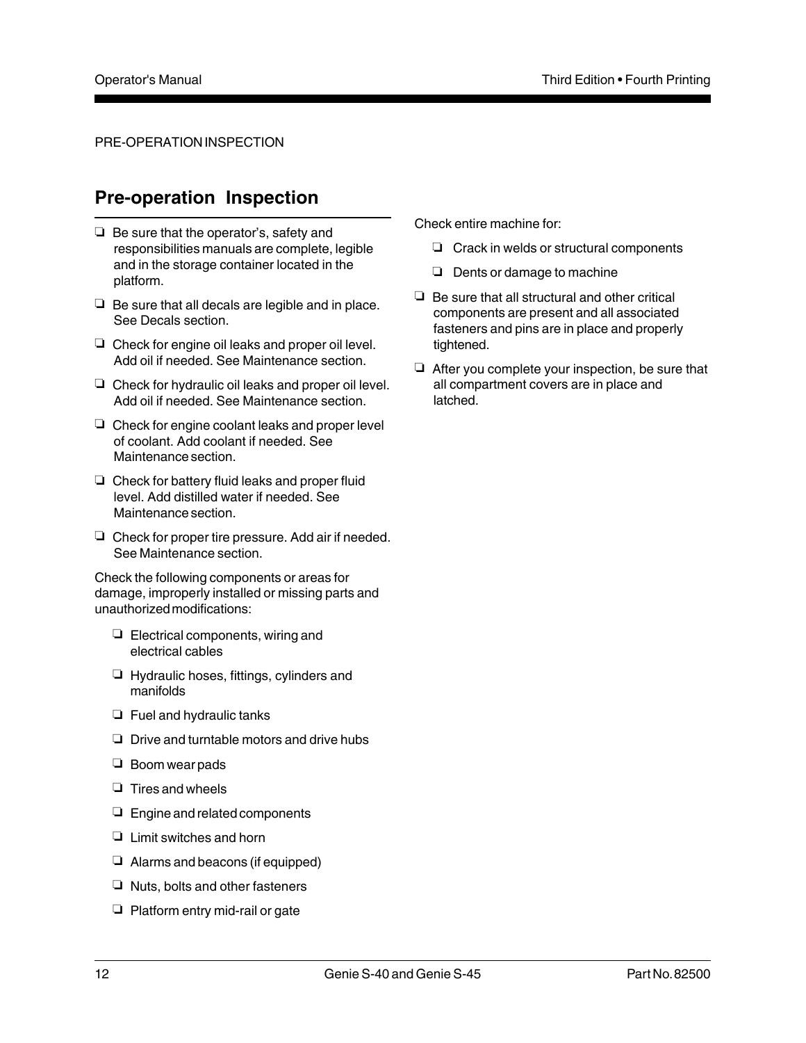PRE-OPERATION INSPECTION

## Pre-operation Inspection

- ❏ Be sure that the operator's, safety and responsibilities manuals are complete, legible and in the storage container located in the platform.
- ❏ Be sure that all decals are legible and in place. See Decals section.
- ❏ Check for engine oil leaks and proper oil level. Add oil if needed. See Maintenance section.
- ❏ Check for hydraulic oil leaks and proper oil level. Add oil if needed. See Maintenance section.
- ❏ Check for engine coolant leaks and proper level of coolant. Add coolant if needed. See Maintenance section.
- ❏ Check for battery fluid leaks and proper fluid level. Add distilled water if needed. See Maintenance section.
- ❏ Check for proper tire pressure. Add air if needed. See Maintenance section.

Check the following components or areas for damage, improperly installed or missing parts and unauthorized modifications:

- ❏ Electrical components, wiring and electrical cables
- ❏ Hydraulic hoses, fittings, cylinders and manifolds
- ❏ Fuel and hydraulic tanks
- ❏ Drive and turntable motors and drive hubs
- ❏ Boom wear pads
- ❏ Tires and wheels
- ❏ Engine and related components
- ❏ Limit switches and horn
- ❏ Alarms and beacons (if equipped)
- ❏ Nuts, bolts and other fasteners
- ❏ Platform entry mid-rail or gate

Check entire machine for:

- ❏ Crack in welds or structural components
- ❏ Dents or damage to machine

- ❏ Be sure that all structural and other critical components are present and all associated fasteners and pins are in place and properly tightened.
- ❏ After you complete your inspection, be sure that all compartment covers are in place and latched.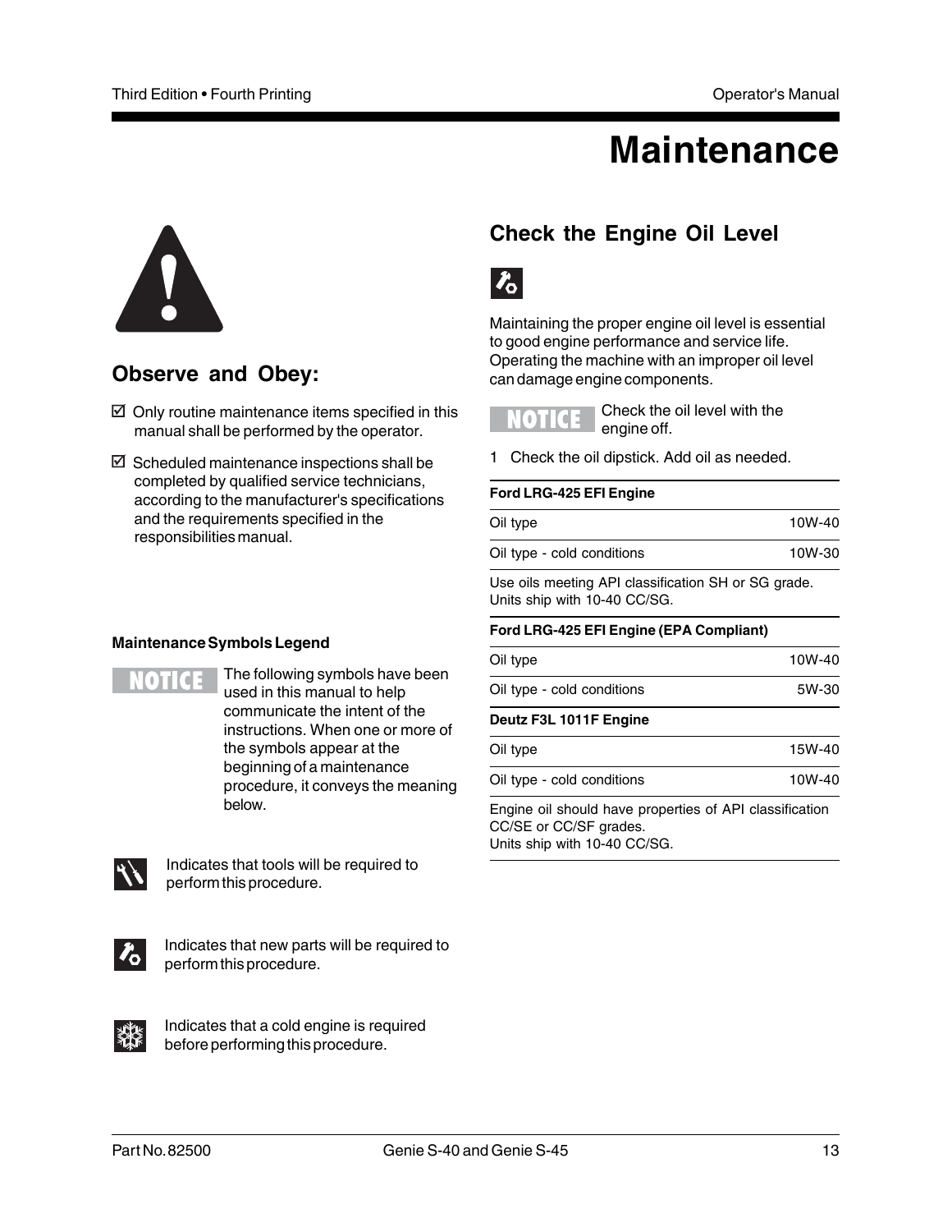# Maintenance

## Observe and Obey:

☑ Only routine maintenance items specified in this manual shall be performed by the operator.

☑ Scheduled maintenance inspections shall be completed by qualified service technicians, according to the manufacturer's specifications and the requirements specified in the responsibilities manual.

**Maintenance Symbols Legend**

**NOTICE** The following symbols have been used in this manual to help communicate the intent of the instructions. When one or more of the symbols appear at the beginning of a maintenance procedure, it conveys the meaning below.

Indicates that tools will be required to perform this procedure.

Indicates that new parts will be required to perform this procedure.

Indicates that a cold engine is required before performing this procedure.

## Check the Engine Oil Level

Maintaining the proper engine oil level is essential to good engine performance and service life. Operating the machine with an improper oil level can damage engine components.

**NOTICE** Check the oil level with the engine off.

1 Check the oil dipstick. Add oil as needed.

| | |
|---|---|
| **Ford LRG-425 EFI Engine** | |
| Oil type | 10W-40 |
| Oil type - cold conditions | 10W-30 |
| Use oils meeting API classification SH or SG grade. Units ship with 10-40 CC/SG. | |
| **Ford LRG-425 EFI Engine (EPA Compliant)** | |
| Oil type | 10W-40 |
| Oil type - cold conditions | 5W-30 |
| **Deutz F3L 1011F Engine** | |
| Oil type | 15W-40 |
| Oil type - cold conditions | 10W-40 |
| Engine oil should have properties of API classification CC/SE or CC/SF grades. Units ship with 10-40 CC/SG. | |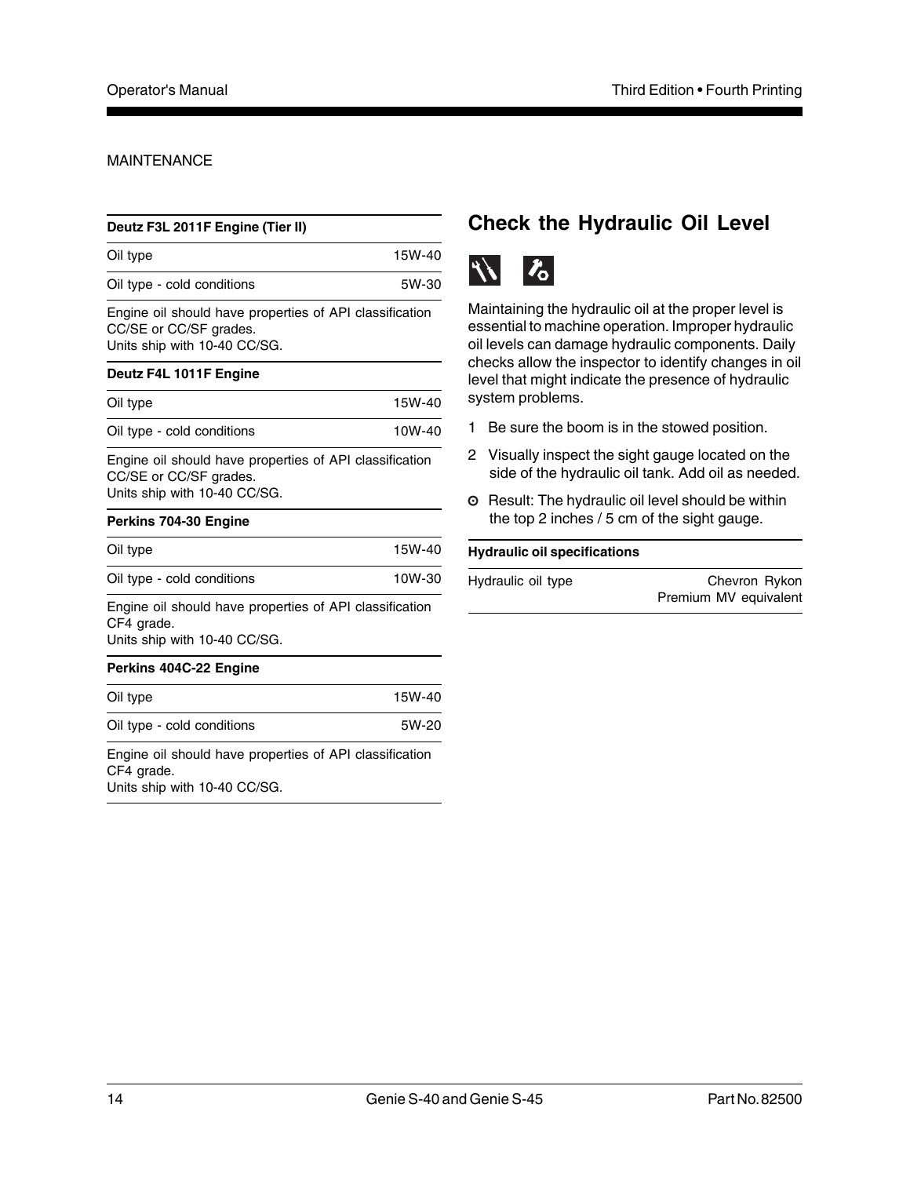MAINTENANCE

| Deutz F3L 2011F Engine (Tier II) | |
| --- | --- |
| Oil type | 15W-40 |
| Oil type - cold conditions | 5W-30 |

Engine oil should have properties of API classification CC/SE or CC/SF grades.
Units ship with 10-40 CC/SG.

| Deutz F4L 1011F Engine | |
| --- | --- |
| Oil type | 15W-40 |
| Oil type - cold conditions | 10W-40 |

Engine oil should have properties of API classification CC/SE or CC/SF grades.
Units ship with 10-40 CC/SG.

| Perkins 704-30 Engine | |
| --- | --- |
| Oil type | 15W-40 |
| Oil type - cold conditions | 10W-30 |

Engine oil should have properties of API classification CF4 grade.
Units ship with 10-40 CC/SG.

| Perkins 404C-22 Engine | |
| --- | --- |
| Oil type | 15W-40 |
| Oil type - cold conditions | 5W-20 |

Engine oil should have properties of API classification CF4 grade.
Units ship with 10-40 CC/SG.

## Check the Hydraulic Oil Level

Maintaining the hydraulic oil at the proper level is essential to machine operation. Improper hydraulic oil levels can damage hydraulic components. Daily checks allow the inspector to identify changes in oil level that might indicate the presence of hydraulic system problems.

1 Be sure the boom is in the stowed position.

2 Visually inspect the sight gauge located on the side of the hydraulic oil tank. Add oil as needed.

⊙ Result: The hydraulic oil level should be within the top 2 inches / 5 cm of the sight gauge.

| Hydraulic oil specifications | |
| --- | --- |
| Hydraulic oil type | Chevron Rykon Premium MV equivalent |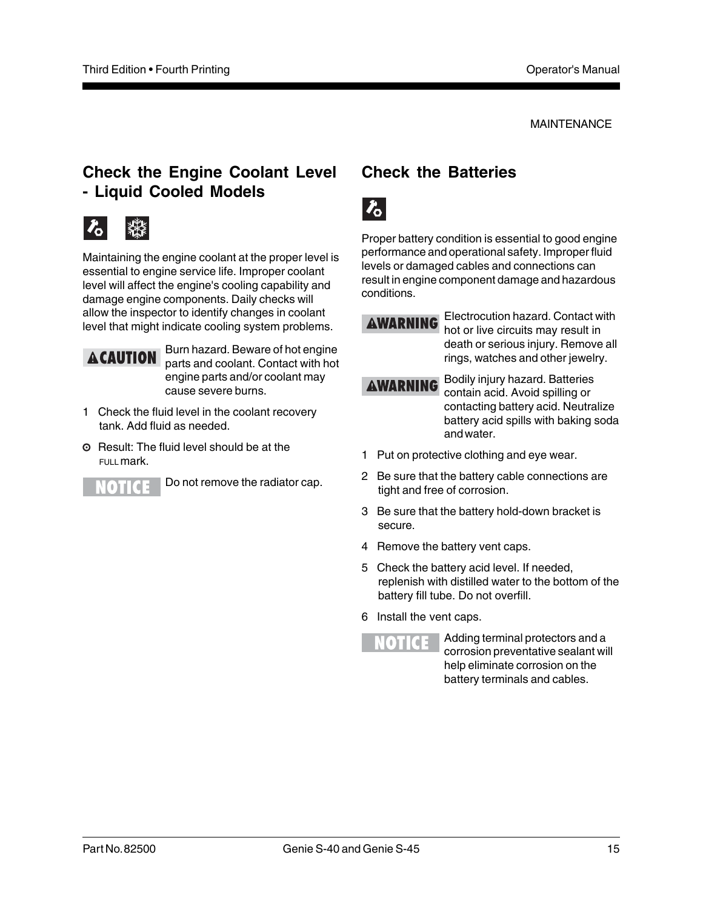MAINTENANCE

## Check the Engine Coolant Level - Liquid Cooled Models

Maintaining the engine coolant at the proper level is essential to engine service life. Improper coolant level will affect the engine's cooling capability and damage engine components. Daily checks will allow the inspector to identify changes in coolant level that might indicate cooling system problems.

**CAUTION** Burn hazard. Beware of hot engine parts and coolant. Contact with hot engine parts and/or coolant may cause severe burns.

1 Check the fluid level in the coolant recovery tank. Add fluid as needed.

Result: The fluid level should be at the FULL mark.

**NOTICE** Do not remove the radiator cap.

## Check the Batteries

Proper battery condition is essential to good engine performance and operational safety. Improper fluid levels or damaged cables and connections can result in engine component damage and hazardous conditions.

**WARNING** Electrocution hazard. Contact with hot or live circuits may result in death or serious injury. Remove all rings, watches and other jewelry.

**WARNING** Bodily injury hazard. Batteries contain acid. Avoid spilling or contacting battery acid. Neutralize battery acid spills with baking soda and water.

1 Put on protective clothing and eye wear.

2 Be sure that the battery cable connections are tight and free of corrosion.

3 Be sure that the battery hold-down bracket is secure.

4 Remove the battery vent caps.

5 Check the battery acid level. If needed, replenish with distilled water to the bottom of the battery fill tube. Do not overfill.

6 Install the vent caps.

**NOTICE** Adding terminal protectors and a corrosion preventative sealant will help eliminate corrosion on the battery terminals and cables.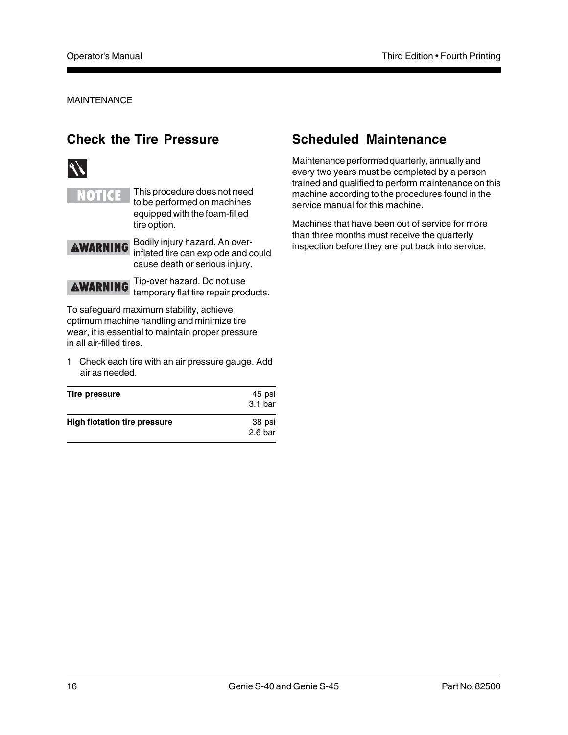MAINTENANCE

## Check the Tire Pressure

**NOTICE** This procedure does not need to be performed on machines equipped with the foam-filled tire option.

**WARNING** Bodily injury hazard. An over-inflated tire can explode and could cause death or serious injury.

**WARNING** Tip-over hazard. Do not use temporary flat tire repair products.

To safeguard maximum stability, achieve optimum machine handling and minimize tire wear, it is essential to maintain proper pressure in all air-filled tires.

1 Check each tire with an air pressure gauge. Add air as needed.

| | |
|---|---|
| **Tire pressure** | 45 psi<br>3.1 bar |
| **High flotation tire pressure** | 38 psi<br>2.6 bar |

## Scheduled Maintenance

Maintenance performed quarterly, annually and every two years must be completed by a person trained and qualified to perform maintenance on this machine according to the procedures found in the service manual for this machine.

Machines that have been out of service for more than three months must receive the quarterly inspection before they are put back into service.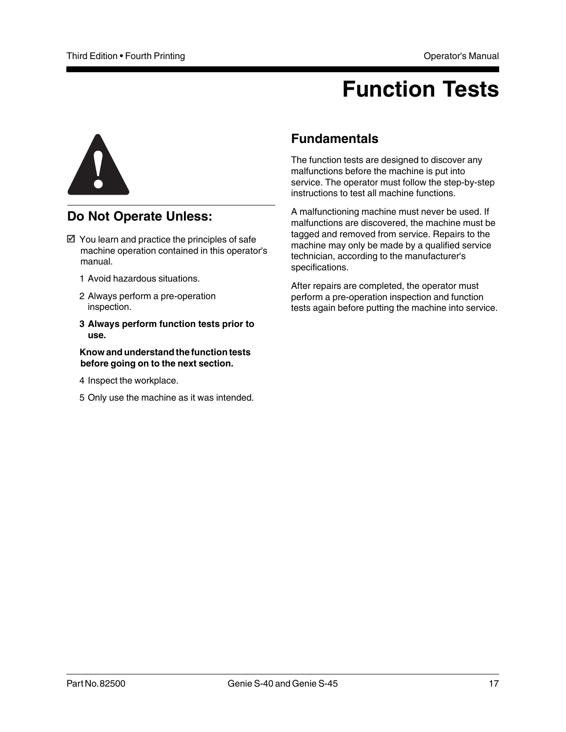# Function Tests

## Do Not Operate Unless:

☑ You learn and practice the principles of safe machine operation contained in this operator's manual.

1 Avoid hazardous situations.

2 Always perform a pre-operation inspection.

**3 Always perform function tests prior to use.**

**Know and understand the function tests before going on to the next section.**

4 Inspect the workplace.

5 Only use the machine as it was intended.

## Fundamentals

The function tests are designed to discover any malfunctions before the machine is put into service. The operator must follow the step-by-step instructions to test all machine functions.

A malfunctioning machine must never be used. If malfunctions are discovered, the machine must be tagged and removed from service. Repairs to the machine may only be made by a qualified service technician, according to the manufacturer's specifications.

After repairs are completed, the operator must perform a pre-operation inspection and function tests again before putting the machine into service.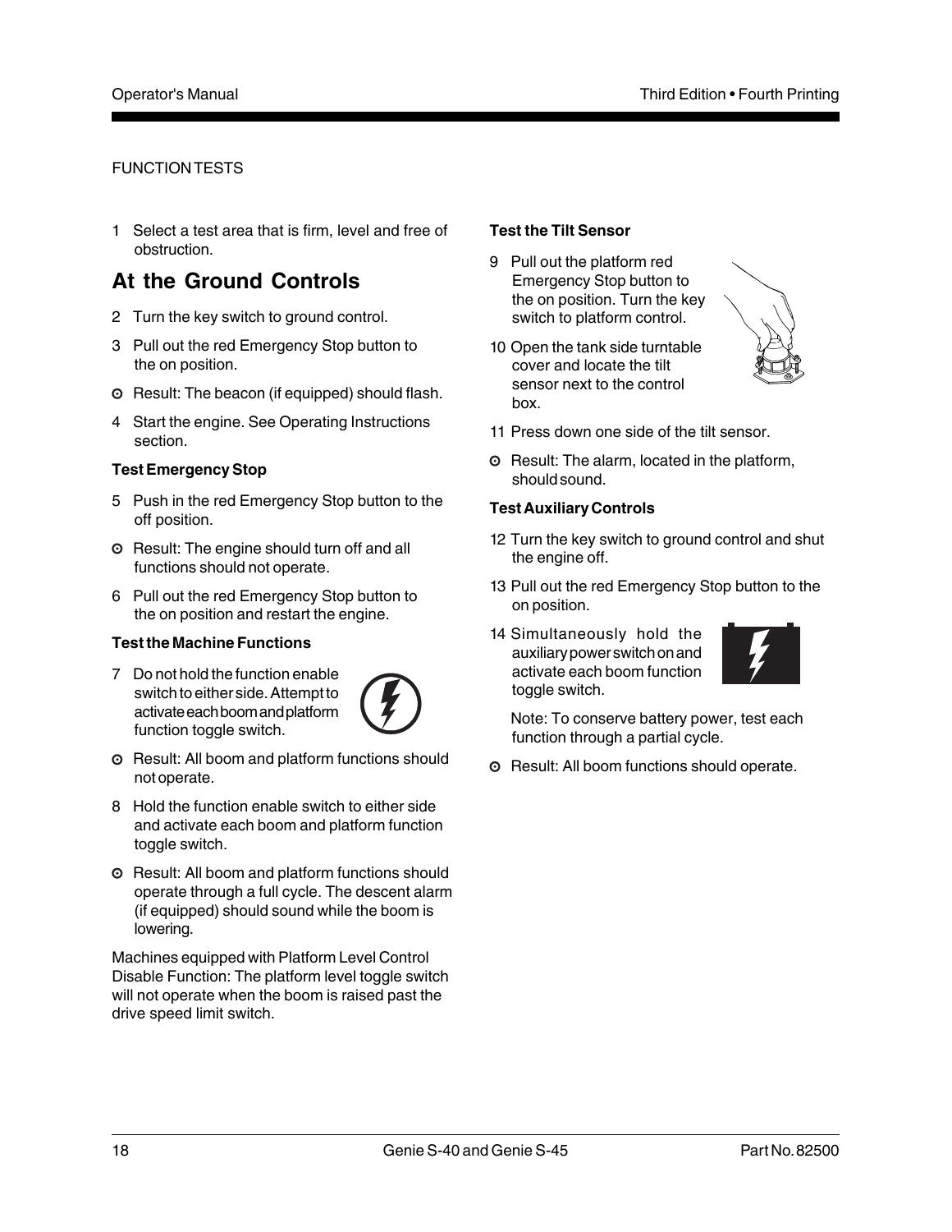FUNCTION TESTS

1 Select a test area that is firm, level and free of obstruction.

## At the Ground Controls

2 Turn the key switch to ground control.

3 Pull out the red Emergency Stop button to the on position.

⊙ Result: The beacon (if equipped) should flash.

4 Start the engine. See Operating Instructions section.

**Test Emergency Stop**

5 Push in the red Emergency Stop button to the off position.

⊙ Result: The engine should turn off and all functions should not operate.

6 Pull out the red Emergency Stop button to the on position and restart the engine.

**Test the Machine Functions**

7 Do not hold the function enable switch to either side. Attempt to activate each boom and platform function toggle switch.

⊙ Result: All boom and platform functions should not operate.

8 Hold the function enable switch to either side and activate each boom and platform function toggle switch.

⊙ Result: All boom and platform functions should operate through a full cycle. The descent alarm (if equipped) should sound while the boom is lowering.

Machines equipped with Platform Level Control Disable Function: The platform level toggle switch will not operate when the boom is raised past the drive speed limit switch.

**Test the Tilt Sensor**

9 Pull out the platform red Emergency Stop button to the on position. Turn the key switch to platform control.

10 Open the tank side turntable cover and locate the tilt sensor next to the control box.

11 Press down one side of the tilt sensor.

⊙ Result: The alarm, located in the platform, should sound.

**Test Auxiliary Controls**

12 Turn the key switch to ground control and shut the engine off.

13 Pull out the red Emergency Stop button to the on position.

14 Simultaneously hold the auxiliary power switch on and activate each boom function toggle switch.

Note: To conserve battery power, test each function through a partial cycle.

⊙ Result: All boom functions should operate.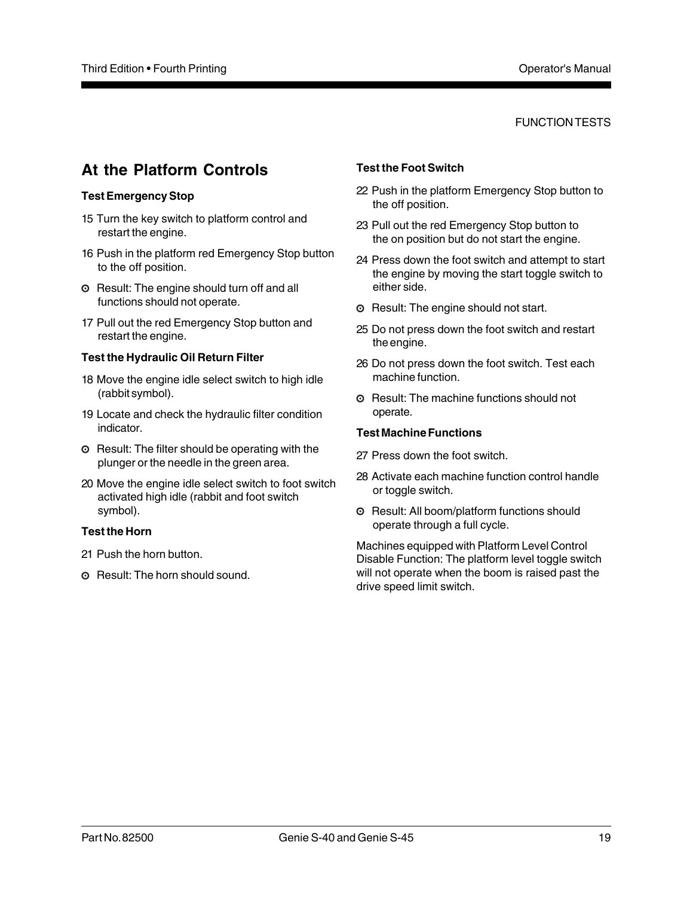FUNCTION TESTS

## At the Platform Controls

**Test Emergency Stop**

15 Turn the key switch to platform control and restart the engine.

16 Push in the platform red Emergency Stop button to the off position.

⊙ Result: The engine should turn off and all functions should not operate.

17 Pull out the red Emergency Stop button and restart the engine.

**Test the Hydraulic Oil Return Filter**

18 Move the engine idle select switch to high idle (rabbit symbol).

19 Locate and check the hydraulic filter condition indicator.

⊙ Result: The filter should be operating with the plunger or the needle in the green area.

20 Move the engine idle select switch to foot switch activated high idle (rabbit and foot switch symbol).

**Test the Horn**

21 Push the horn button.

⊙ Result: The horn should sound.

**Test the Foot Switch**

22 Push in the platform Emergency Stop button to the off position.

23 Pull out the red Emergency Stop button to the on position but do not start the engine.

24 Press down the foot switch and attempt to start the engine by moving the start toggle switch to either side.

⊙ Result: The engine should not start.

25 Do not press down the foot switch and restart the engine.

26 Do not press down the foot switch. Test each machine function.

⊙ Result: The machine functions should not operate.

**Test Machine Functions**

27 Press down the foot switch.

28 Activate each machine function control handle or toggle switch.

⊙ Result: All boom/platform functions should operate through a full cycle.

Machines equipped with Platform Level Control Disable Function: The platform level toggle switch will not operate when the boom is raised past the drive speed limit switch.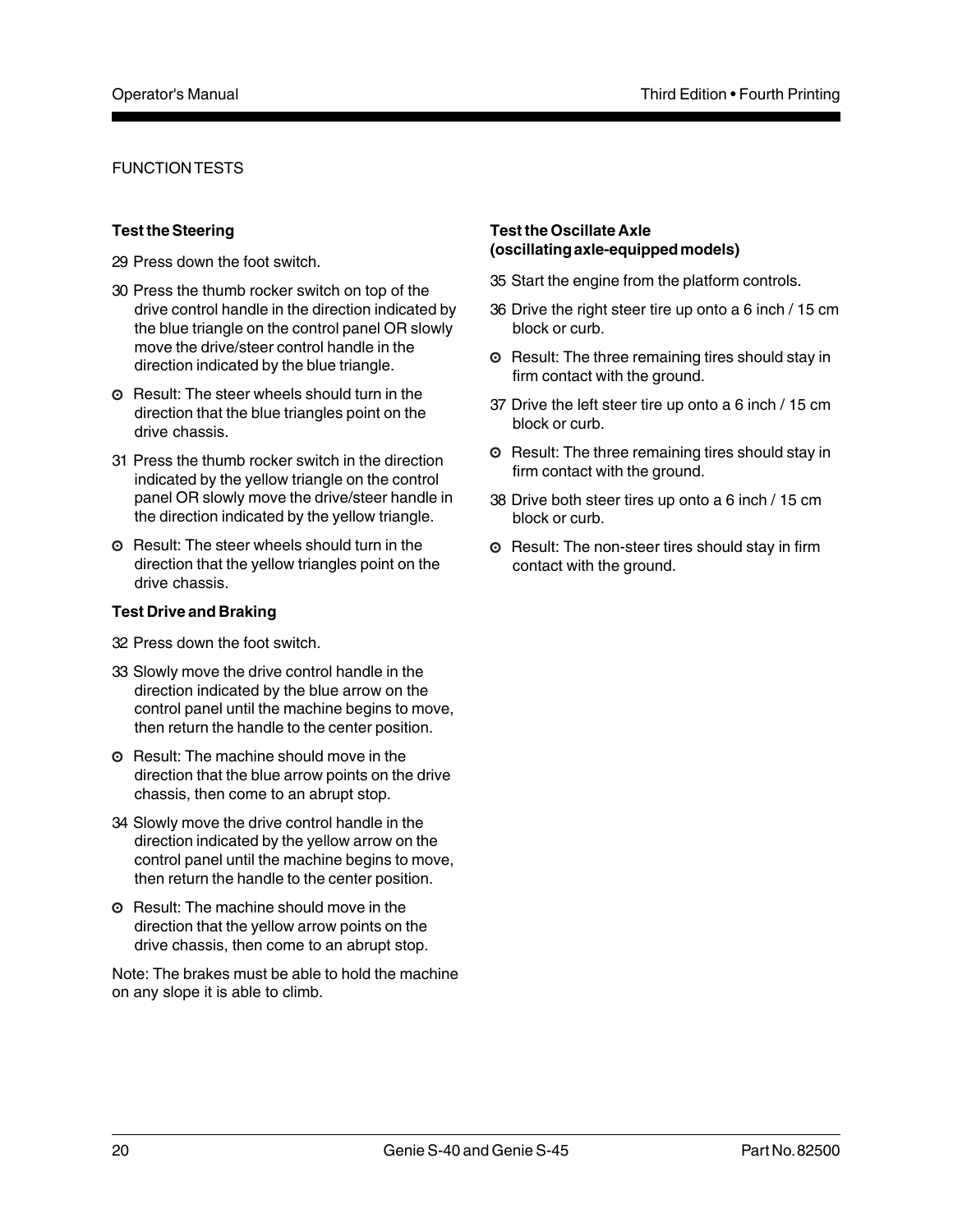FUNCTION TESTS

### Test the Steering

29 Press down the foot switch.

30 Press the thumb rocker switch on top of the drive control handle in the direction indicated by the blue triangle on the control panel OR slowly move the drive/steer control handle in the direction indicated by the blue triangle.

⊙ Result: The steer wheels should turn in the direction that the blue triangles point on the drive chassis.

31 Press the thumb rocker switch in the direction indicated by the yellow triangle on the control panel OR slowly move the drive/steer handle in the direction indicated by the yellow triangle.

⊙ Result: The steer wheels should turn in the direction that the yellow triangles point on the drive chassis.

### Test Drive and Braking

32 Press down the foot switch.

33 Slowly move the drive control handle in the direction indicated by the blue arrow on the control panel until the machine begins to move, then return the handle to the center position.

⊙ Result: The machine should move in the direction that the blue arrow points on the drive chassis, then come to an abrupt stop.

34 Slowly move the drive control handle in the direction indicated by the yellow arrow on the control panel until the machine begins to move, then return the handle to the center position.

⊙ Result: The machine should move in the direction that the yellow arrow points on the drive chassis, then come to an abrupt stop.

Note: The brakes must be able to hold the machine on any slope it is able to climb.

### Test the Oscillate Axle (oscillating axle-equipped models)

35 Start the engine from the platform controls.

36 Drive the right steer tire up onto a 6 inch / 15 cm block or curb.

⊙ Result: The three remaining tires should stay in firm contact with the ground.

37 Drive the left steer tire up onto a 6 inch / 15 cm block or curb.

⊙ Result: The three remaining tires should stay in firm contact with the ground.

38 Drive both steer tires up onto a 6 inch / 15 cm block or curb.

⊙ Result: The non-steer tires should stay in firm contact with the ground.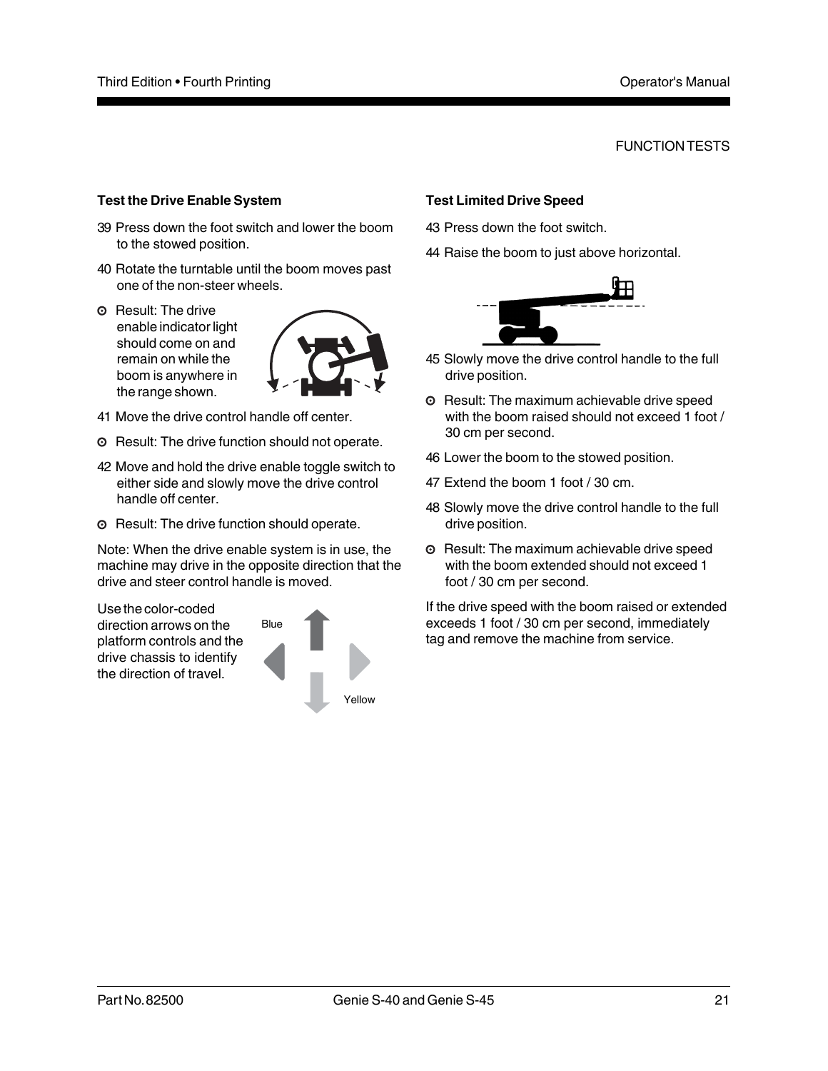FUNCTION TESTS

### Test the Drive Enable System

39 Press down the foot switch and lower the boom to the stowed position.

40 Rotate the turntable until the boom moves past one of the non-steer wheels.

⊙ Result: The drive enable indicator light should come on and remain on while the boom is anywhere in the range shown.

41 Move the drive control handle off center.

⊙ Result: The drive function should not operate.

42 Move and hold the drive enable toggle switch to either side and slowly move the drive control handle off center.

⊙ Result: The drive function should operate.

Note: When the drive enable system is in use, the machine may drive in the opposite direction that the drive and steer control handle is moved.

Use the color-coded direction arrows on the platform controls and the drive chassis to identify the direction of travel.

Blue

Yellow

### Test Limited Drive Speed

43 Press down the foot switch.

44 Raise the boom to just above horizontal.

45 Slowly move the drive control handle to the full drive position.

⊙ Result: The maximum achievable drive speed with the boom raised should not exceed 1 foot / 30 cm per second.

46 Lower the boom to the stowed position.

47 Extend the boom 1 foot / 30 cm.

48 Slowly move the drive control handle to the full drive position.

⊙ Result: The maximum achievable drive speed with the boom extended should not exceed 1 foot / 30 cm per second.

If the drive speed with the boom raised or extended exceeds 1 foot / 30 cm per second, immediately tag and remove the machine from service.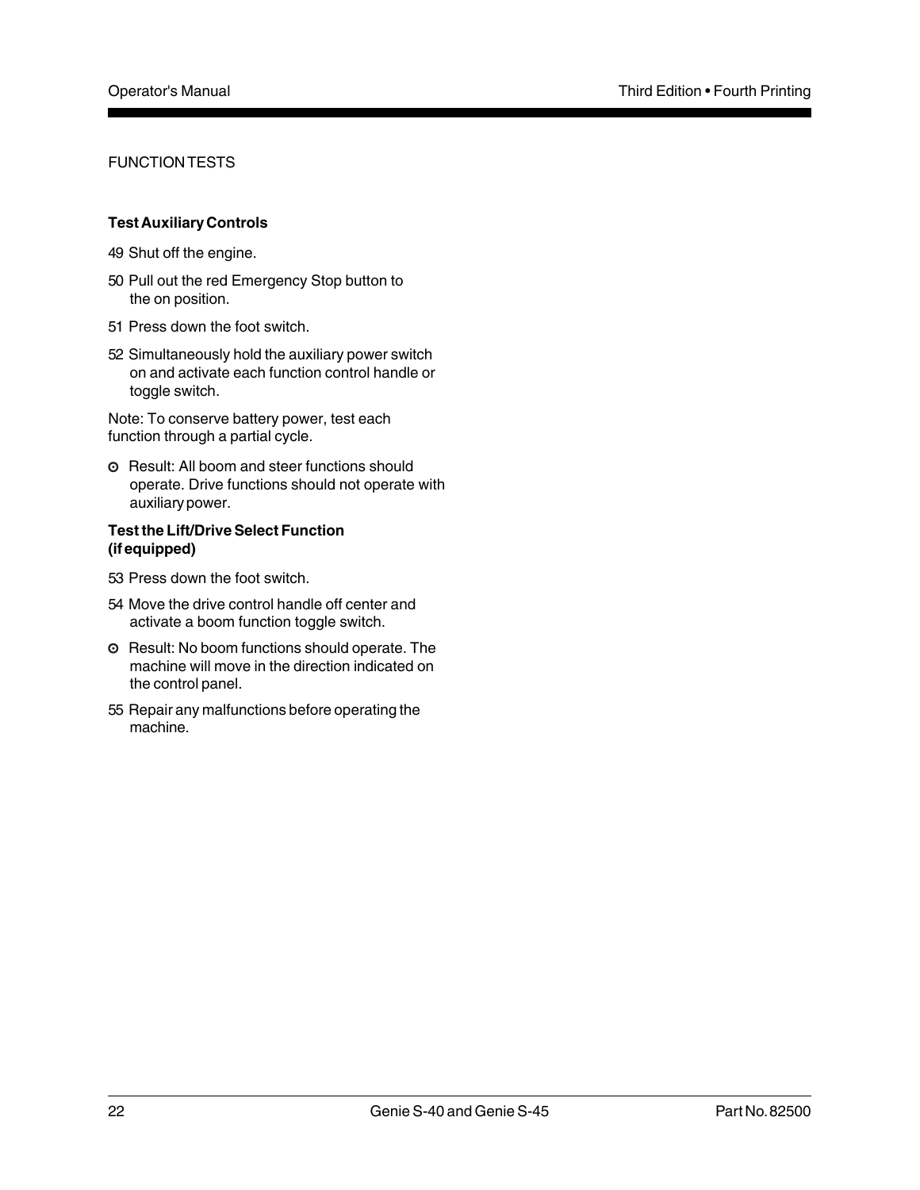FUNCTION TESTS

**Test Auxiliary Controls**

49 Shut off the engine.

50 Pull out the red Emergency Stop button to the on position.

51 Press down the foot switch.

52 Simultaneously hold the auxiliary power switch on and activate each function control handle or toggle switch.

Note: To conserve battery power, test each function through a partial cycle.

⊙ Result: All boom and steer functions should operate. Drive functions should not operate with auxiliary power.

**Test the Lift/Drive Select Function (if equipped)**

53 Press down the foot switch.

54 Move the drive control handle off center and activate a boom function toggle switch.

⊙ Result: No boom functions should operate. The machine will move in the direction indicated on the control panel.

55 Repair any malfunctions before operating the machine.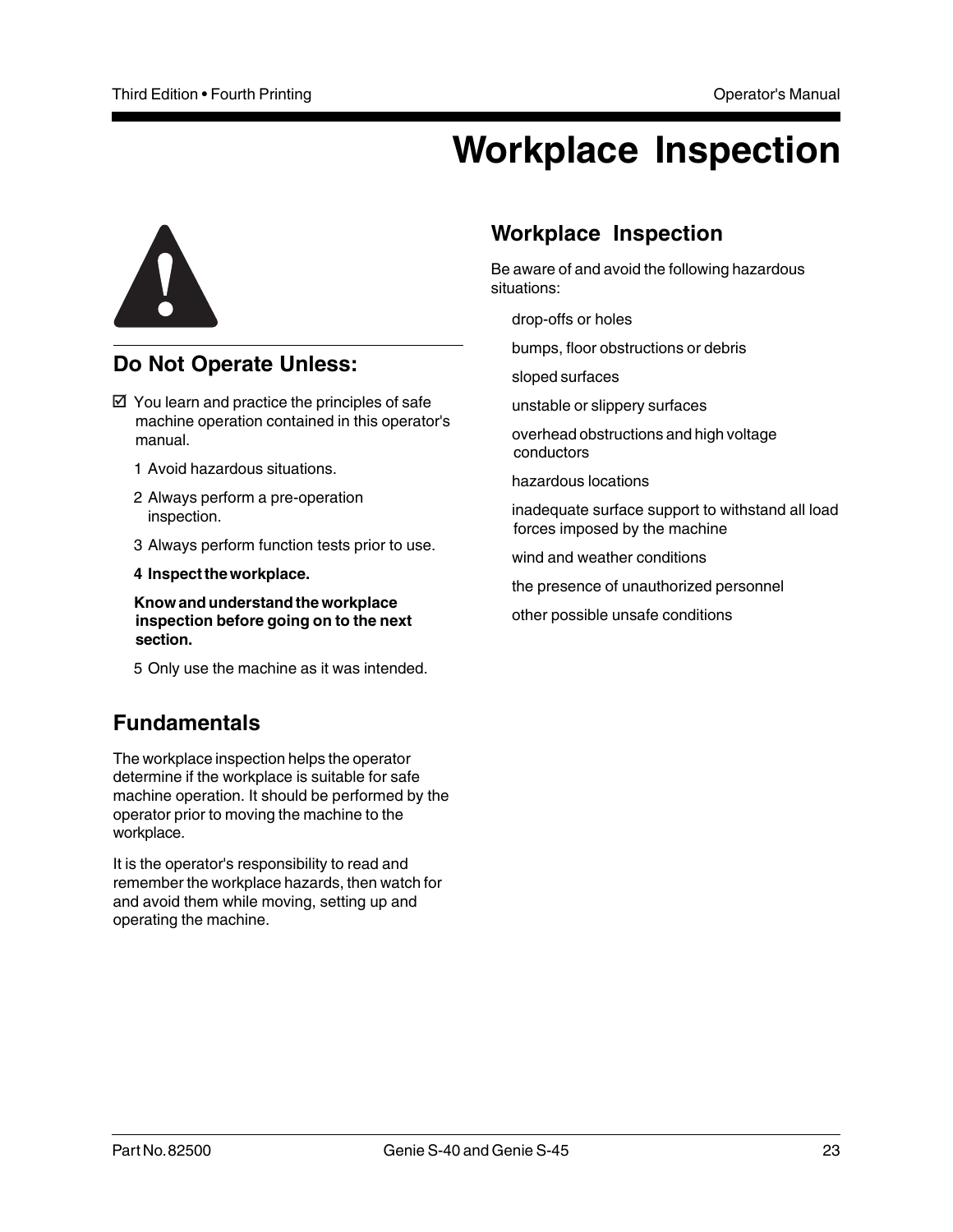# Workplace Inspection

## Do Not Operate Unless:

☑ You learn and practice the principles of safe machine operation contained in this operator's manual.

1. Avoid hazardous situations.
2. Always perform a pre-operation inspection.
3. Always perform function tests prior to use.
4. **Inspect the workplace.**

**Know and understand the workplace inspection before going on to the next section.**

5. Only use the machine as it was intended.

## Fundamentals

The workplace inspection helps the operator determine if the workplace is suitable for safe machine operation. It should be performed by the operator prior to moving the machine to the workplace.

It is the operator's responsibility to read and remember the workplace hazards, then watch for and avoid them while moving, setting up and operating the machine.

## Workplace Inspection

Be aware of and avoid the following hazardous situations:

- drop-offs or holes
- bumps, floor obstructions or debris
- sloped surfaces
- unstable or slippery surfaces
- overhead obstructions and high voltage conductors
- hazardous locations
- inadequate surface support to withstand all load forces imposed by the machine
- wind and weather conditions
- the presence of unauthorized personnel
- other possible unsafe conditions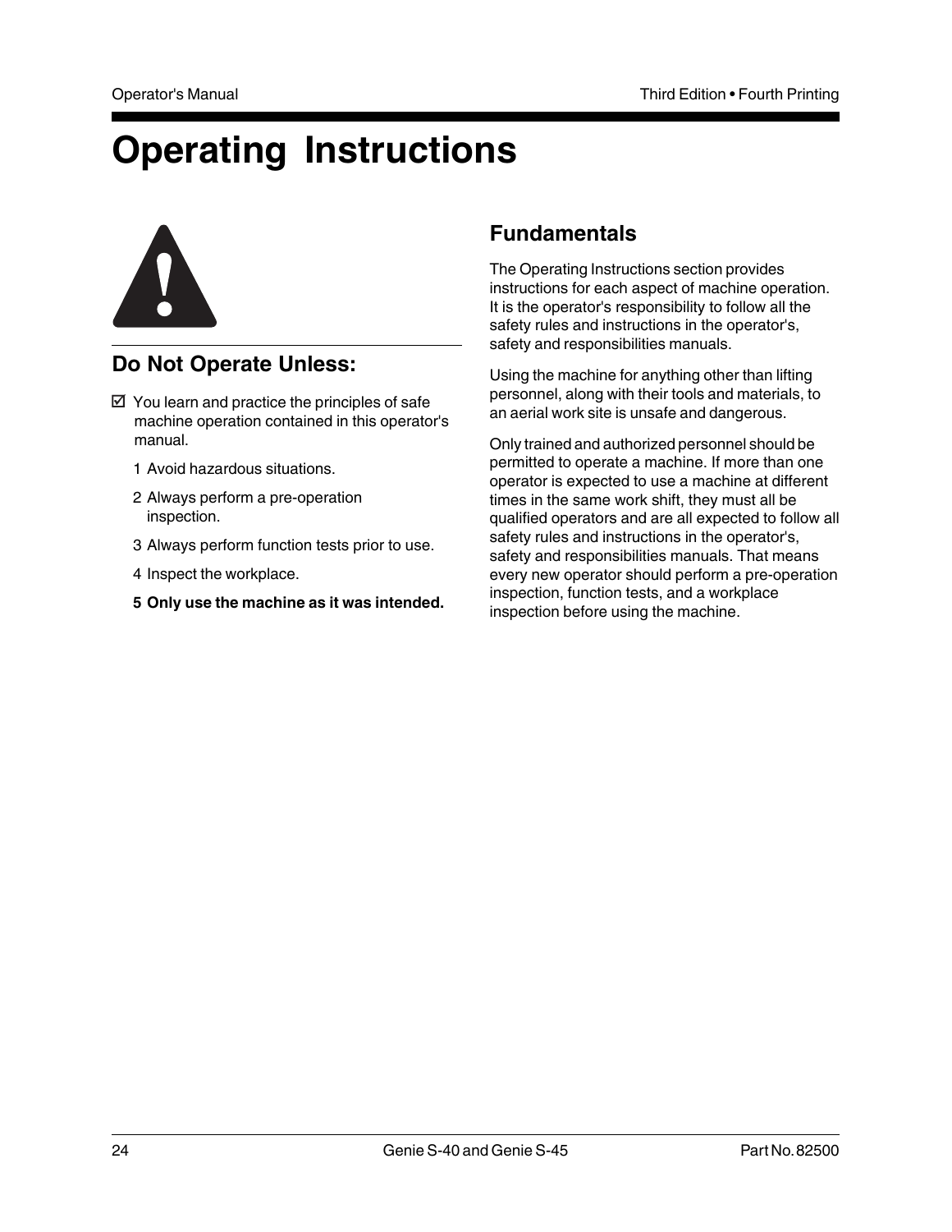# Operating Instructions

## Do Not Operate Unless:

☑ You learn and practice the principles of safe machine operation contained in this operator's manual.

1 Avoid hazardous situations.

2 Always perform a pre-operation inspection.

3 Always perform function tests prior to use.

4 Inspect the workplace.

**5 Only use the machine as it was intended.**

## Fundamentals

The Operating Instructions section provides instructions for each aspect of machine operation. It is the operator's responsibility to follow all the safety rules and instructions in the operator's, safety and responsibilities manuals.

Using the machine for anything other than lifting personnel, along with their tools and materials, to an aerial work site is unsafe and dangerous.

Only trained and authorized personnel should be permitted to operate a machine. If more than one operator is expected to use a machine at different times in the same work shift, they must all be qualified operators and are all expected to follow all safety rules and instructions in the operator's, safety and responsibilities manuals. That means every new operator should perform a pre-operation inspection, function tests, and a workplace inspection before using the machine.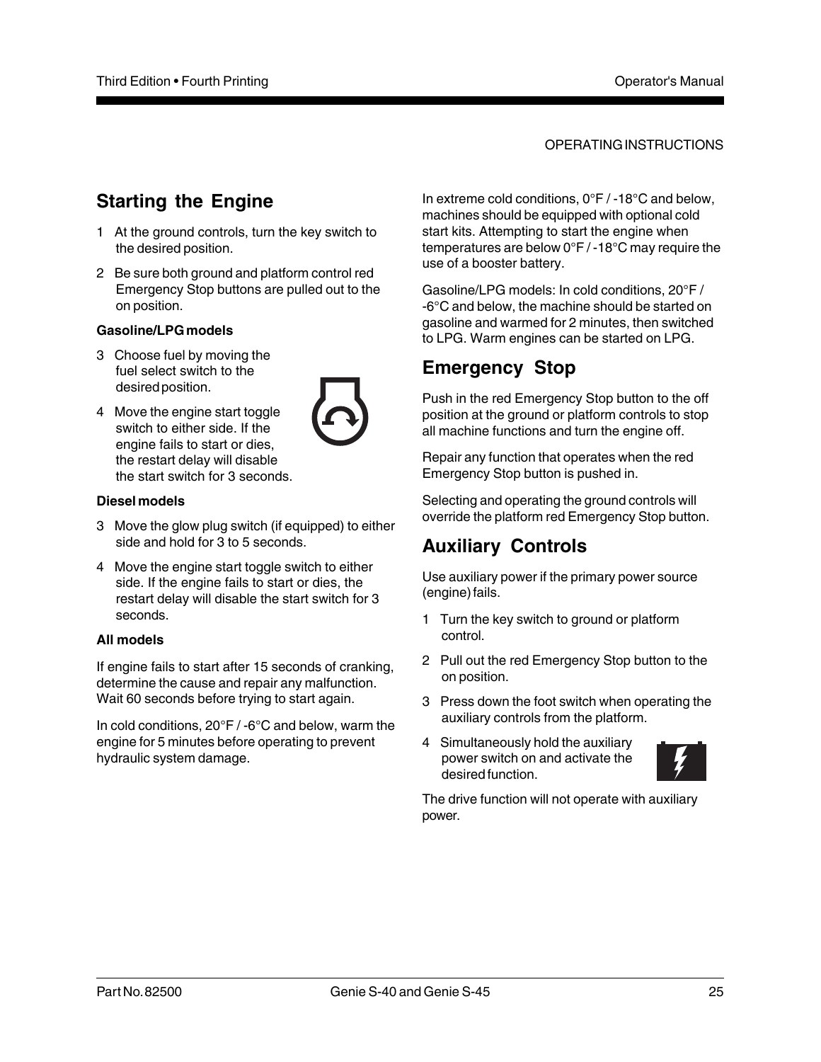## Starting the Engine

1. At the ground controls, turn the key switch to the desired position.
2. Be sure both ground and platform control red Emergency Stop buttons are pulled out to the on position.

**Gasoline/LPG models**

3. Choose fuel by moving the fuel select switch to the desired position.
4. Move the engine start toggle switch to either side. If the engine fails to start or dies, the restart delay will disable the start switch for 3 seconds.

**Diesel models**

3. Move the glow plug switch (if equipped) to either side and hold for 3 to 5 seconds.
4. Move the engine start toggle switch to either side. If the engine fails to start or dies, the restart delay will disable the start switch for 3 seconds.

**All models**

If engine fails to start after 15 seconds of cranking, determine the cause and repair any malfunction. Wait 60 seconds before trying to start again.

In cold conditions, 20°F / -6°C and below, warm the engine for 5 minutes before operating to prevent hydraulic system damage.

In extreme cold conditions, 0°F / -18°C and below, machines should be equipped with optional cold start kits. Attempting to start the engine when temperatures are below 0°F / -18°C may require the use of a booster battery.

Gasoline/LPG models: In cold conditions, 20°F / -6°C and below, the machine should be started on gasoline and warmed for 2 minutes, then switched to LPG. Warm engines can be started on LPG.

## Emergency Stop

Push in the red Emergency Stop button to the off position at the ground or platform controls to stop all machine functions and turn the engine off.

Repair any function that operates when the red Emergency Stop button is pushed in.

Selecting and operating the ground controls will override the platform red Emergency Stop button.

## Auxiliary Controls

Use auxiliary power if the primary power source (engine) fails.

1. Turn the key switch to ground or platform control.
2. Pull out the red Emergency Stop button to the on position.
3. Press down the foot switch when operating the auxiliary controls from the platform.
4. Simultaneously hold the auxiliary power switch on and activate the desired function.

The drive function will not operate with auxiliary power.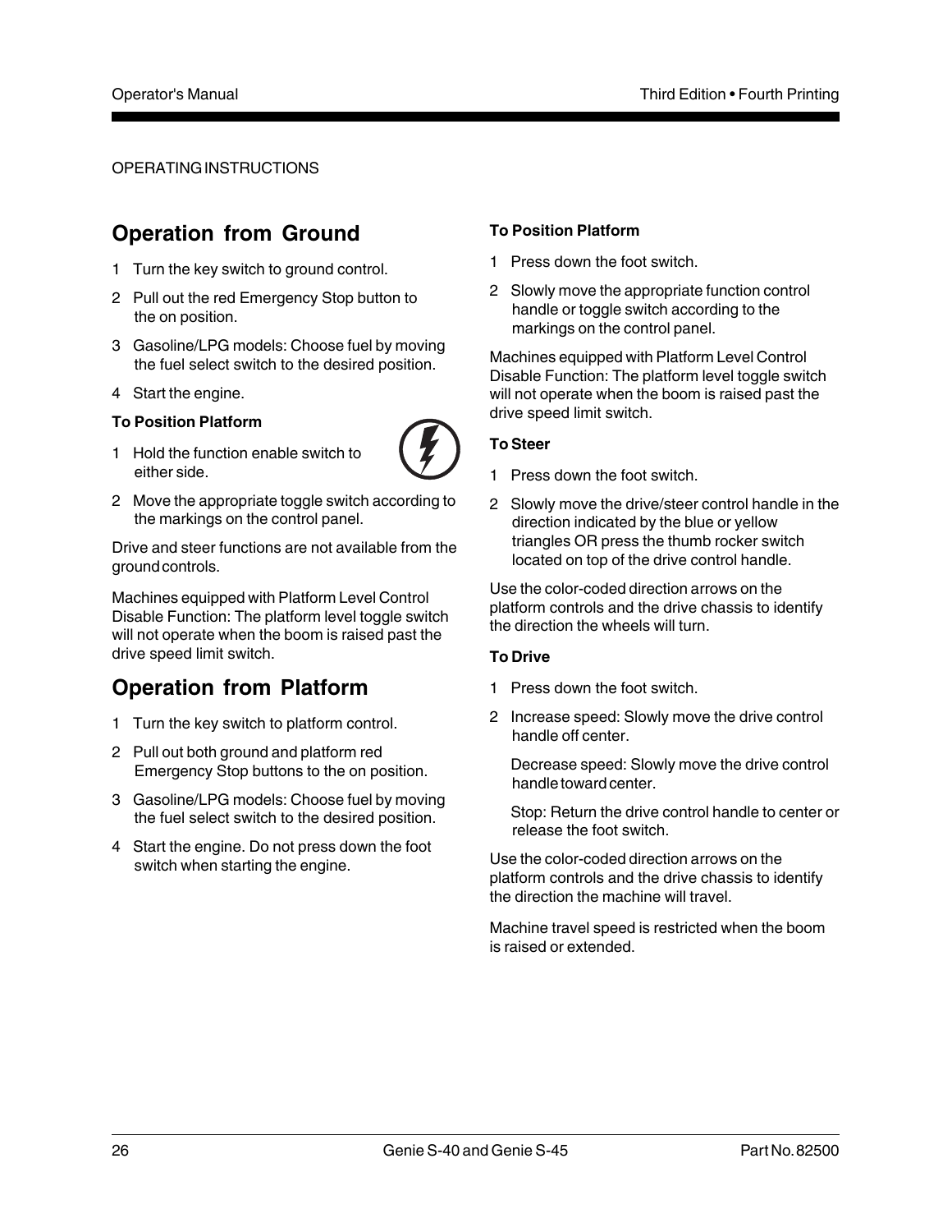OPERATING INSTRUCTIONS

## Operation from Ground

1. Turn the key switch to ground control.
2. Pull out the red Emergency Stop button to the on position.
3. Gasoline/LPG models: Choose fuel by moving the fuel select switch to the desired position.
4. Start the engine.

**To Position Platform**

1. Hold the function enable switch to either side.
2. Move the appropriate toggle switch according to the markings on the control panel.

Drive and steer functions are not available from the ground controls.

Machines equipped with Platform Level Control Disable Function: The platform level toggle switch will not operate when the boom is raised past the drive speed limit switch.

## Operation from Platform

1. Turn the key switch to platform control.
2. Pull out both ground and platform red Emergency Stop buttons to the on position.
3. Gasoline/LPG models: Choose fuel by moving the fuel select switch to the desired position.
4. Start the engine. Do not press down the foot switch when starting the engine.

**To Position Platform**

1. Press down the foot switch.
2. Slowly move the appropriate function control handle or toggle switch according to the markings on the control panel.

Machines equipped with Platform Level Control Disable Function: The platform level toggle switch will not operate when the boom is raised past the drive speed limit switch.

**To Steer**

1. Press down the foot switch.
2. Slowly move the drive/steer control handle in the direction indicated by the blue or yellow triangles OR press the thumb rocker switch located on top of the drive control handle.

Use the color-coded direction arrows on the platform controls and the drive chassis to identify the direction the wheels will turn.

**To Drive**

1. Press down the foot switch.
2. Increase speed: Slowly move the drive control handle off center.

   Decrease speed: Slowly move the drive control handle toward center.

   Stop: Return the drive control handle to center or release the foot switch.

Use the color-coded direction arrows on the platform controls and the drive chassis to identify the direction the machine will travel.

Machine travel speed is restricted when the boom is raised or extended.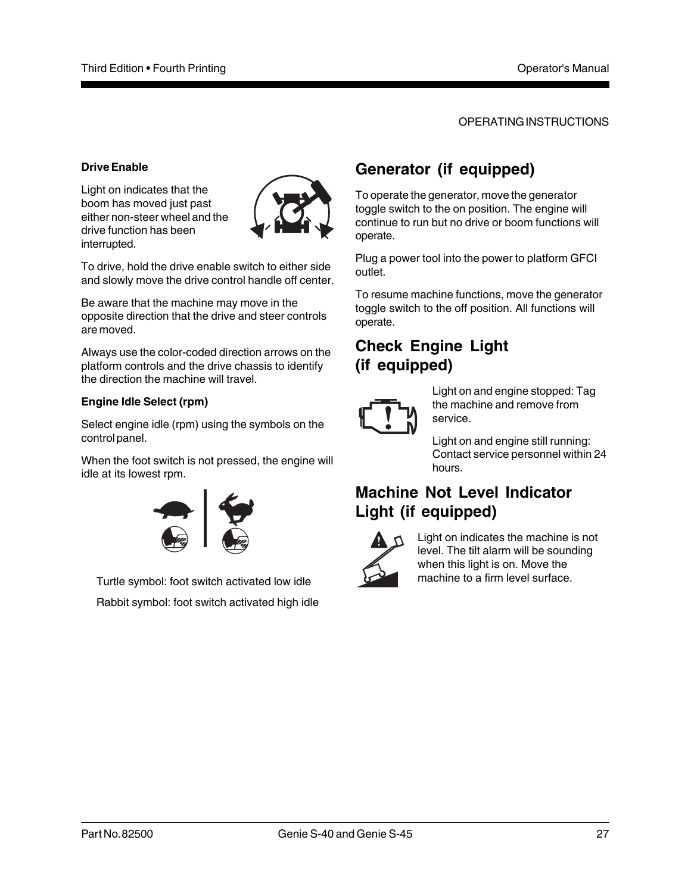OPERATING INSTRUCTIONS

**Drive Enable**

Light on indicates that the boom has moved just past either non-steer wheel and the drive function has been interrupted.

To drive, hold the drive enable switch to either side and slowly move the drive control handle off center.

Be aware that the machine may move in the opposite direction that the drive and steer controls are moved.

Always use the color-coded direction arrows on the platform controls and the drive chassis to identify the direction the machine will travel.

**Engine Idle Select (rpm)**

Select engine idle (rpm) using the symbols on the control panel.

When the foot switch is not pressed, the engine will idle at its lowest rpm.

Turtle symbol: foot switch activated low idle

Rabbit symbol: foot switch activated high idle

## Generator (if equipped)

To operate the generator, move the generator toggle switch to the on position. The engine will continue to run but no drive or boom functions will operate.

Plug a power tool into the power to platform GFCI outlet.

To resume machine functions, move the generator toggle switch to the off position. All functions will operate.

## Check Engine Light (if equipped)

Light on and engine stopped: Tag the machine and remove from service.

Light on and engine still running: Contact service personnel within 24 hours.

## Machine Not Level Indicator Light (if equipped)

Light on indicates the machine is not level. The tilt alarm will be sounding when this light is on. Move the machine to a firm level surface.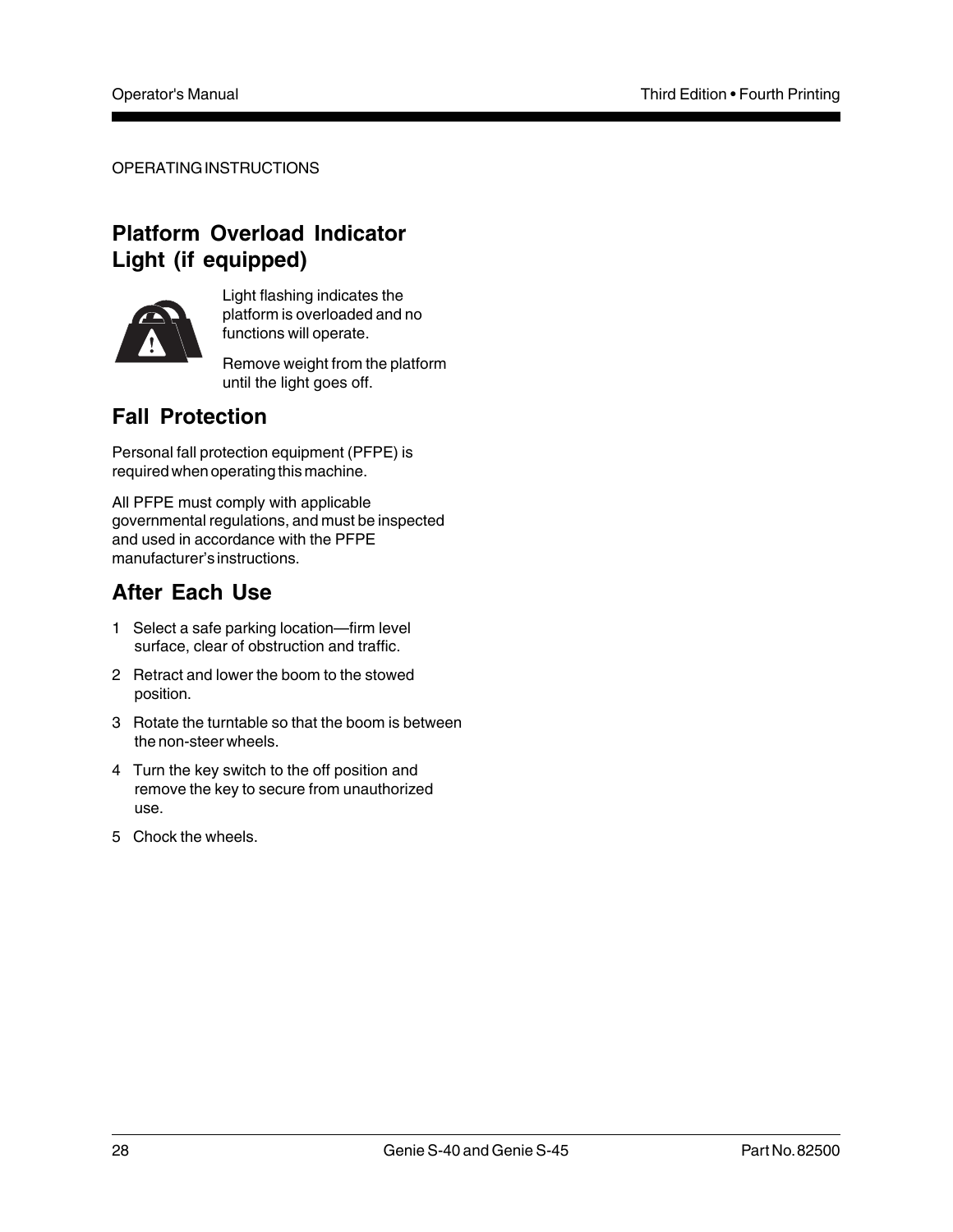OPERATING INSTRUCTIONS

## Platform Overload Indicator Light (if equipped)

Light flashing indicates the platform is overloaded and no functions will operate.

Remove weight from the platform until the light goes off.

## Fall Protection

Personal fall protection equipment (PFPE) is required when operating this machine.

All PFPE must comply with applicable governmental regulations, and must be inspected and used in accordance with the PFPE manufacturer's instructions.

## After Each Use

1. Select a safe parking location—firm level surface, clear of obstruction and traffic.
2. Retract and lower the boom to the stowed position.
3. Rotate the turntable so that the boom is between the non-steer wheels.
4. Turn the key switch to the off position and remove the key to secure from unauthorized use.
5. Chock the wheels.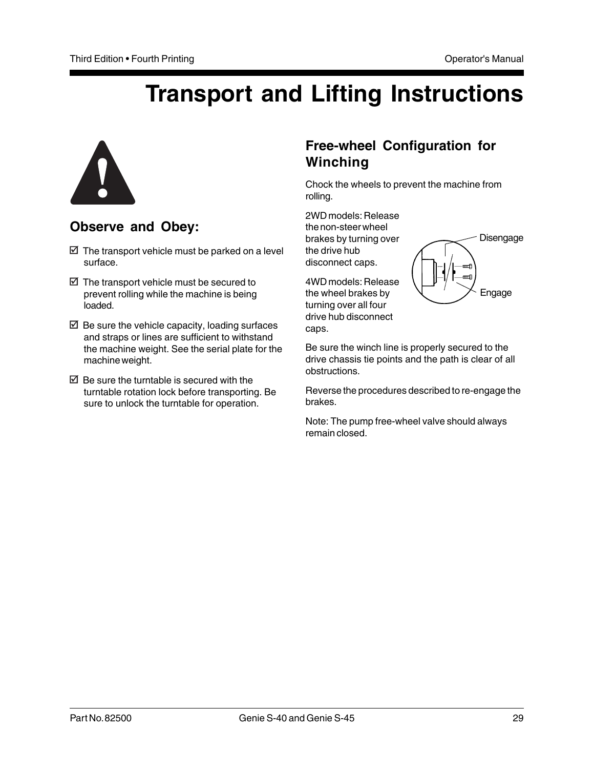# Transport and Lifting Instructions

## Observe and Obey:

- ☑ The transport vehicle must be parked on a level surface.
- ☑ The transport vehicle must be secured to prevent rolling while the machine is being loaded.
- ☑ Be sure the vehicle capacity, loading surfaces and straps or lines are sufficient to withstand the machine weight. See the serial plate for the machine weight.
- ☑ Be sure the turntable is secured with the turntable rotation lock before transporting. Be sure to unlock the turntable for operation.

## Free-wheel Configuration for Winching

Chock the wheels to prevent the machine from rolling.

2WD models: Release the non-steer wheel brakes by turning over the drive hub disconnect caps.

4WD models: Release the wheel brakes by turning over all four drive hub disconnect caps.

Disengage

Engage

Be sure the winch line is properly secured to the drive chassis tie points and the path is clear of all obstructions.

Reverse the procedures described to re-engage the brakes.

Note: The pump free-wheel valve should always remain closed.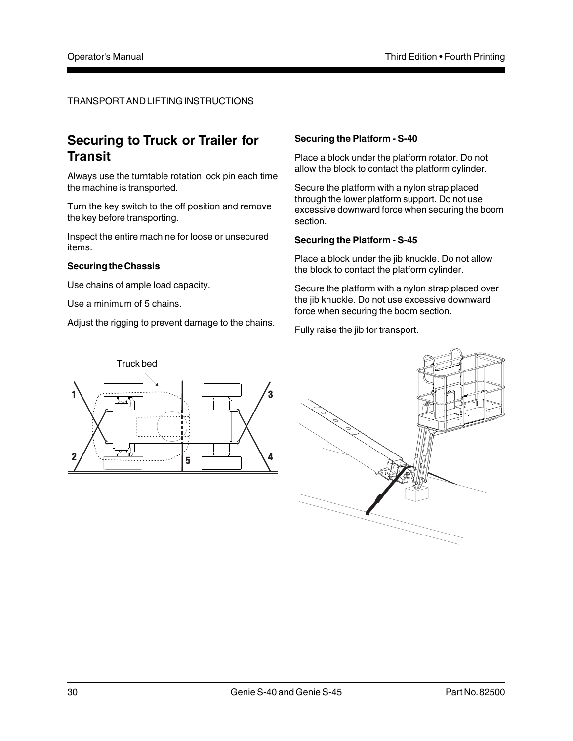TRANSPORT AND LIFTING INSTRUCTIONS

## Securing to Truck or Trailer for Transit

Always use the turntable rotation lock pin each time the machine is transported.

Turn the key switch to the off position and remove the key before transporting.

Inspect the entire machine for loose or unsecured items.

**Securing the Chassis**

Use chains of ample load capacity.

Use a minimum of 5 chains.

Adjust the rigging to prevent damage to the chains.

**Securing the Platform - S-40**

Place a block under the platform rotator. Do not allow the block to contact the platform cylinder.

Secure the platform with a nylon strap placed through the lower platform support. Do not use excessive downward force when securing the boom section.

**Securing the Platform - S-45**

Place a block under the jib knuckle. Do not allow the block to contact the platform cylinder.

Secure the platform with a nylon strap placed over the jib knuckle. Do not use excessive downward force when securing the boom section.

Fully raise the jib for transport.

Truck bed

1

2

3

4

5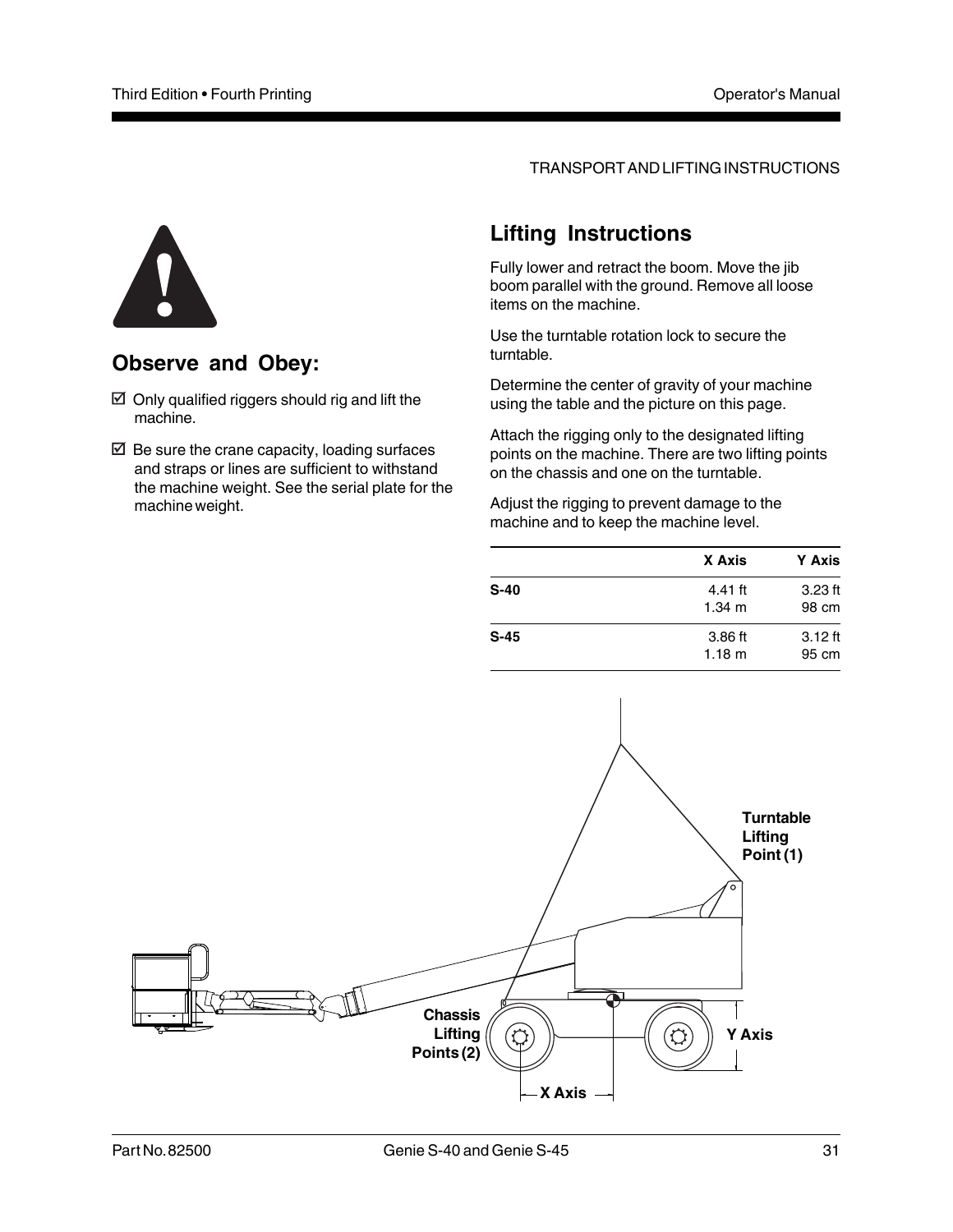TRANSPORT AND LIFTING INSTRUCTIONS

## Observe and Obey:

☑ Only qualified riggers should rig and lift the machine.

☑ Be sure the crane capacity, loading surfaces and straps or lines are sufficient to withstand the machine weight. See the serial plate for the machine weight.

## Lifting Instructions

Fully lower and retract the boom. Move the jib boom parallel with the ground. Remove all loose items on the machine.

Use the turntable rotation lock to secure the turntable.

Determine the center of gravity of your machine using the table and the picture on this page.

Attach the rigging only to the designated lifting points on the machine. There are two lifting points on the chassis and one on the turntable.

Adjust the rigging to prevent damage to the machine and to keep the machine level.

| | X Axis | Y Axis |
|---|---|---|
| **S-40** | 4.41 ft<br>1.34 m | 3.23 ft<br>98 cm |
| **S-45** | 3.86 ft<br>1.18 m | 3.12 ft<br>95 cm |

Turntable Lifting Point (1)

Chassis Lifting Points (2)

Y Axis

X Axis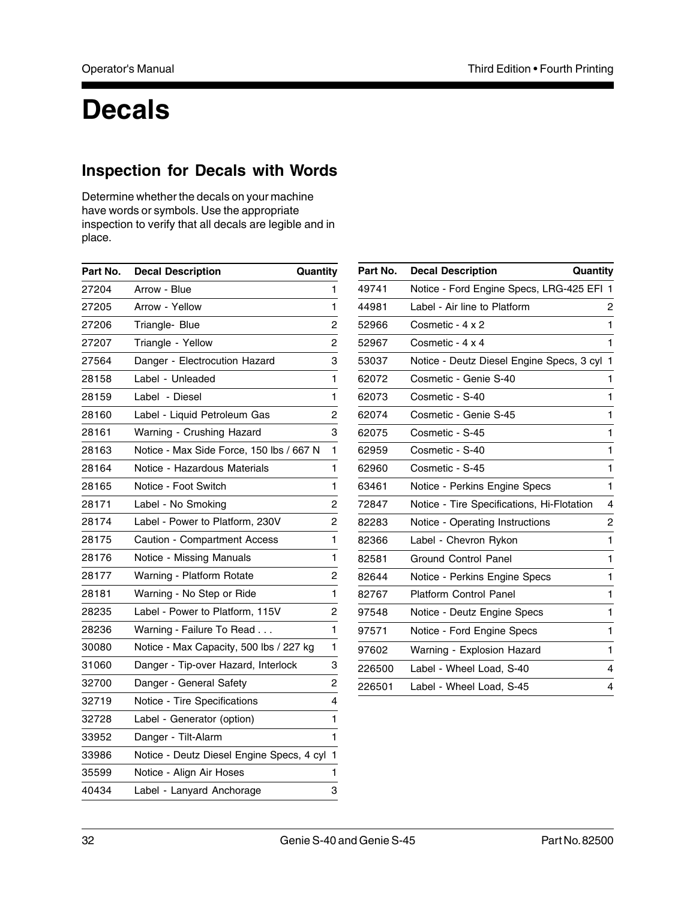# Decals

## Inspection for Decals with Words

Determine whether the decals on your machine have words or symbols. Use the appropriate inspection to verify that all decals are legible and in place.

| Part No. | Decal Description | Quantity |
|---|---|---|
| 27204 | Arrow - Blue | 1 |
| 27205 | Arrow - Yellow | 1 |
| 27206 | Triangle- Blue | 2 |
| 27207 | Triangle - Yellow | 2 |
| 27564 | Danger - Electrocution Hazard | 3 |
| 28158 | Label - Unleaded | 1 |
| 28159 | Label - Diesel | 1 |
| 28160 | Label - Liquid Petroleum Gas | 2 |
| 28161 | Warning - Crushing Hazard | 3 |
| 28163 | Notice - Max Side Force, 150 lbs / 667 N | 1 |
| 28164 | Notice - Hazardous Materials | 1 |
| 28165 | Notice - Foot Switch | 1 |
| 28171 | Label - No Smoking | 2 |
| 28174 | Label - Power to Platform, 230V | 2 |
| 28175 | Caution - Compartment Access | 1 |
| 28176 | Notice - Missing Manuals | 1 |
| 28177 | Warning - Platform Rotate | 2 |
| 28181 | Warning - No Step or Ride | 1 |
| 28235 | Label - Power to Platform, 115V | 2 |
| 28236 | Warning - Failure To Read . . . | 1 |
| 30080 | Notice - Max Capacity, 500 lbs / 227 kg | 1 |
| 31060 | Danger - Tip-over Hazard, Interlock | 3 |
| 32700 | Danger - General Safety | 2 |
| 32719 | Notice - Tire Specifications | 4 |
| 32728 | Label - Generator (option) | 1 |
| 33952 | Danger - Tilt-Alarm | 1 |
| 33986 | Notice - Deutz Diesel Engine Specs, 4 cyl | 1 |
| 35599 | Notice - Align Air Hoses | 1 |
| 40434 | Label - Lanyard Anchorage | 3 |
| 49741 | Notice - Ford Engine Specs, LRG-425 EFI | 1 |
| 44981 | Label - Air line to Platform | 2 |
| 52966 | Cosmetic - 4 x 2 | 1 |
| 52967 | Cosmetic - 4 x 4 | 1 |
| 53037 | Notice - Deutz Diesel Engine Specs, 3 cyl | 1 |
| 62072 | Cosmetic - Genie S-40 | 1 |
| 62073 | Cosmetic - S-40 | 1 |
| 62074 | Cosmetic - Genie S-45 | 1 |
| 62075 | Cosmetic - S-45 | 1 |
| 62959 | Cosmetic - S-40 | 1 |
| 62960 | Cosmetic - S-45 | 1 |
| 63461 | Notice - Perkins Engine Specs | 1 |
| 72847 | Notice - Tire Specifications, Hi-Flotation | 4 |
| 82283 | Notice - Operating Instructions | 2 |
| 82366 | Label - Chevron Rykon | 1 |
| 82581 | Ground Control Panel | 1 |
| 82644 | Notice - Perkins Engine Specs | 1 |
| 82767 | Platform Control Panel | 1 |
| 97548 | Notice - Deutz Engine Specs | 1 |
| 97571 | Notice - Ford Engine Specs | 1 |
| 97602 | Warning - Explosion Hazard | 1 |
| 226500 | Label - Wheel Load, S-40 | 4 |
| 226501 | Label - Wheel Load, S-45 | 4 |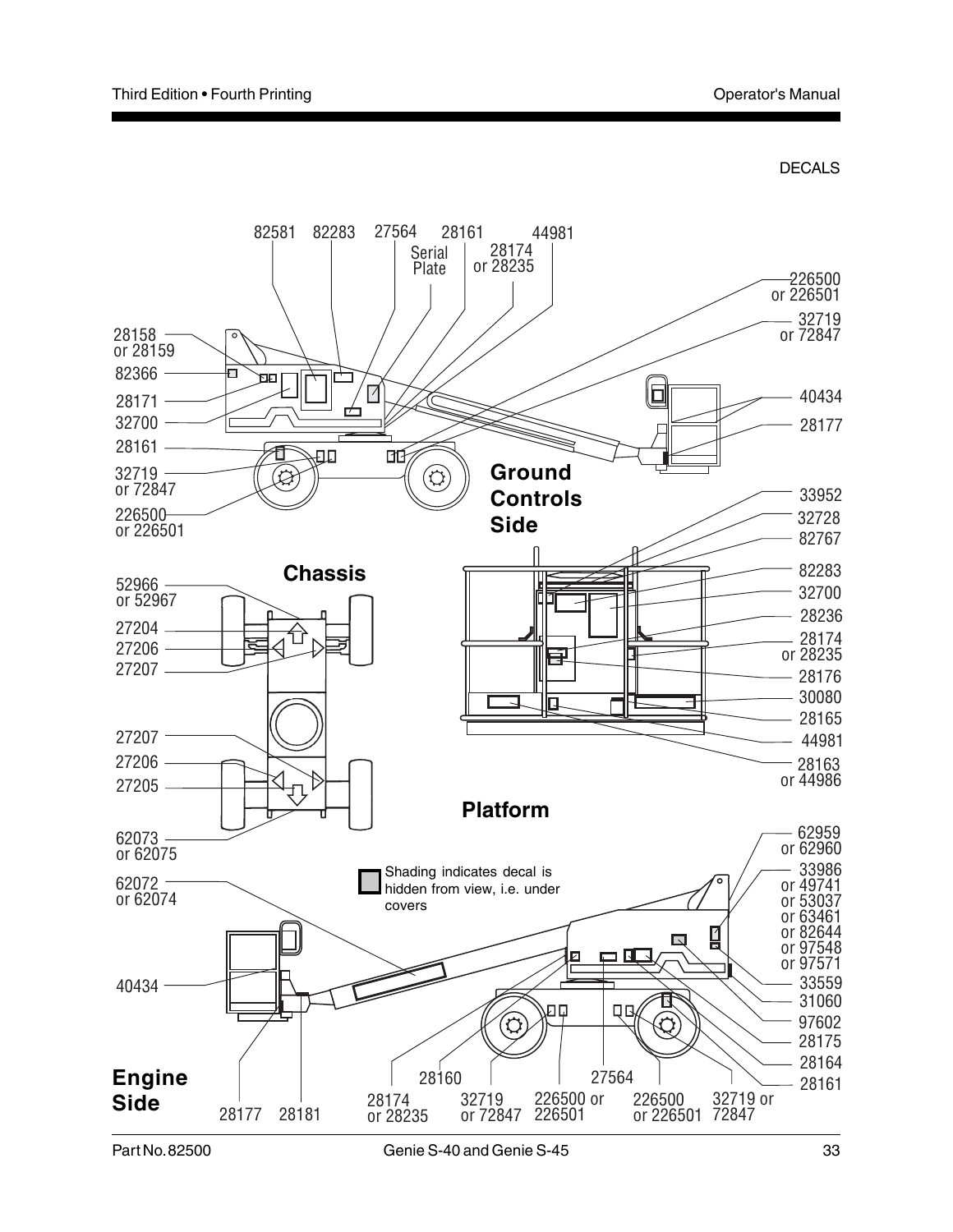DECALS

82581 82283 27564 28161 44981

Serial Plate

28174 or 28235

226500 or 226501

32719 or 72847

28158 or 28159

82366

28171

32700

28161

32719 or 72847

226500 or 226501

40434

28177

**Ground Controls Side**

33952

32728

82767

82283

32700

28236

28174 or 28235

28176

30080

28165

44981

28163 or 44986

**Chassis**

52966 or 52967

27204

27206

27207

27207

27206

27205

62073 or 62075

62072 or 62074

**Platform**

Shading indicates decal is hidden from view, i.e. under covers

62959 or 62960

33986 or 49741 or 53037 or 63461 or 82644 or 97548 or 97571

33559

31060

97602

28175

28164

28161

40434

**Engine Side**

28177 28181

28160

28174 or 28235

32719 or 72847

226500 or 226501

27564

226500 or 226501

32719 or 72847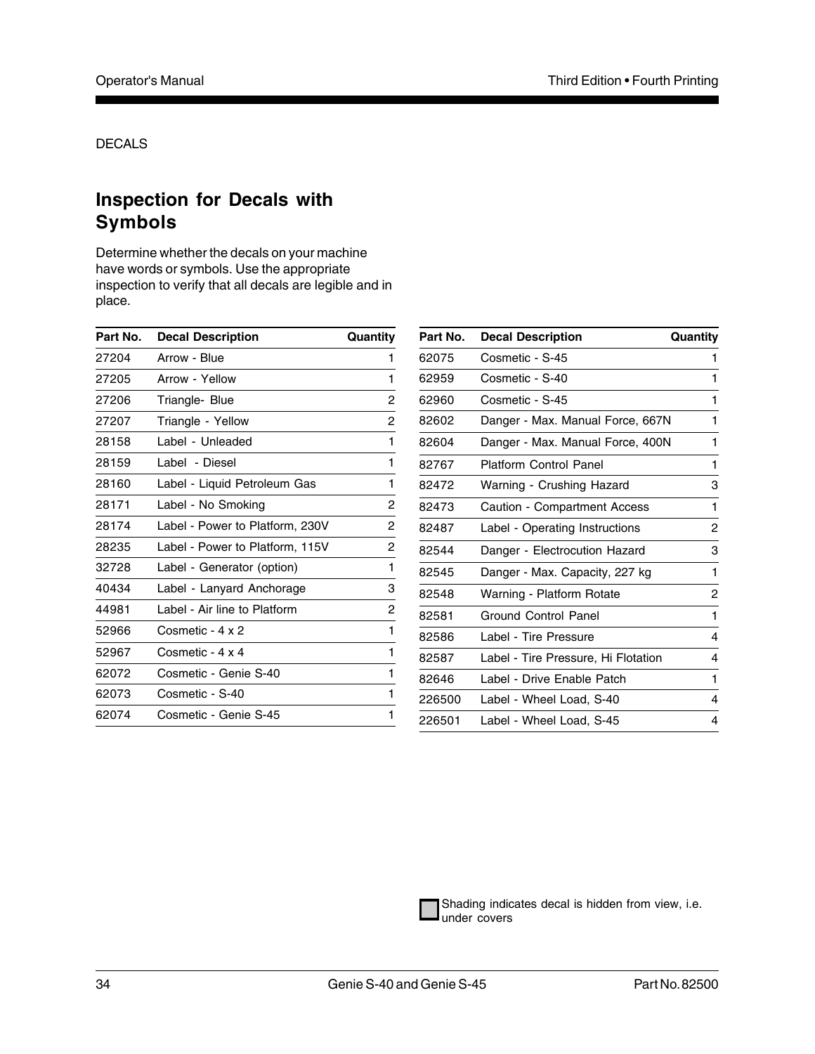DECALS

## Inspection for Decals with Symbols

Determine whether the decals on your machine have words or symbols. Use the appropriate inspection to verify that all decals are legible and in place.

| Part No. | Decal Description | Quantity |
|---|---|---|
| 27204 | Arrow - Blue | 1 |
| 27205 | Arrow - Yellow | 1 |
| 27206 | Triangle- Blue | 2 |
| 27207 | Triangle - Yellow | 2 |
| 28158 | Label - Unleaded | 1 |
| 28159 | Label - Diesel | 1 |
| 28160 | Label - Liquid Petroleum Gas | 1 |
| 28171 | Label - No Smoking | 2 |
| 28174 | Label - Power to Platform, 230V | 2 |
| 28235 | Label - Power to Platform, 115V | 2 |
| 32728 | Label - Generator (option) | 1 |
| 40434 | Label - Lanyard Anchorage | 3 |
| 44981 | Label - Air line to Platform | 2 |
| 52966 | Cosmetic - 4 x 2 | 1 |
| 52967 | Cosmetic - 4 x 4 | 1 |
| 62072 | Cosmetic - Genie S-40 | 1 |
| 62073 | Cosmetic - S-40 | 1 |
| 62074 | Cosmetic - Genie S-45 | 1 |
| 62075 | Cosmetic - S-45 | 1 |
| 62959 | Cosmetic - S-40 | 1 |
| 62960 | Cosmetic - S-45 | 1 |
| 82602 | Danger - Max. Manual Force, 667N | 1 |
| 82604 | Danger - Max. Manual Force, 400N | 1 |
| 82767 | Platform Control Panel | 1 |
| 82472 | Warning - Crushing Hazard | 3 |
| 82473 | Caution - Compartment Access | 1 |
| 82487 | Label - Operating Instructions | 2 |
| 82544 | Danger - Electrocution Hazard | 3 |
| 82545 | Danger - Max. Capacity, 227 kg | 1 |
| 82548 | Warning - Platform Rotate | 2 |
| 82581 | Ground Control Panel | 1 |
| 82586 | Label - Tire Pressure | 4 |
| 82587 | Label - Tire Pressure, Hi Flotation | 4 |
| 82646 | Label - Drive Enable Patch | 1 |
| 226500 | Label - Wheel Load, S-40 | 4 |
| 226501 | Label - Wheel Load, S-45 | 4 |

Shading indicates decal is hidden from view, i.e. under covers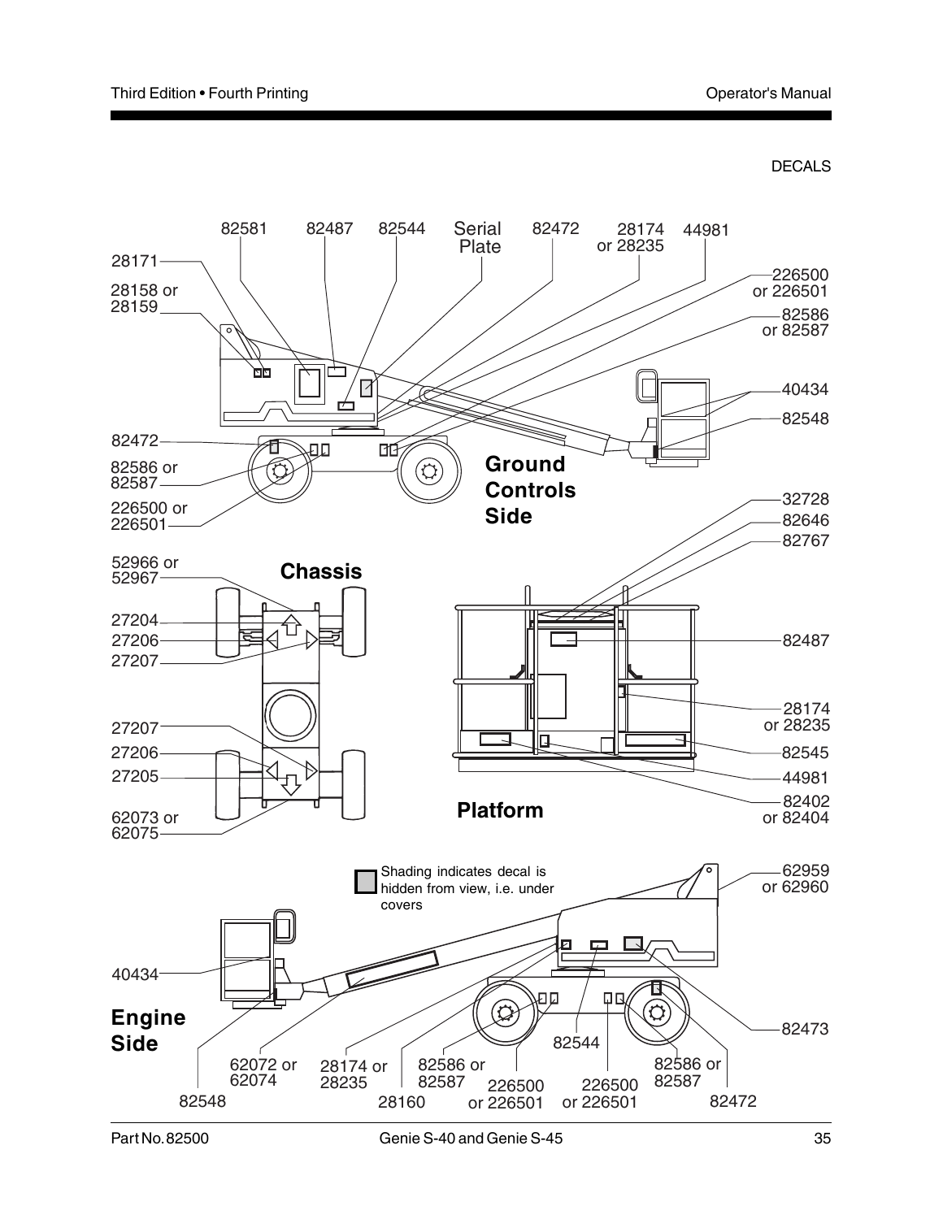DECALS

Ground Controls Side

82581
82487
82544
Serial Plate
82472
28174 or 28235
44981
28171
28158 or 28159
226500 or 226501
82586 or 82587
40434
82548
82472
82586 or 82587
226500 or 226501

Chassis

52966 or 52967
27204
27206
27207
27207
27206
27205
62073 or 62075

Platform

32728
82646
82767
82487
28174 or 28235
82545
44981
82402 or 82404

Shading indicates decal is hidden from view, i.e. under covers

Engine Side

62959 or 62960
40434
82473
82548
62072 or 62074
28174 or 28235
28160
82586 or 82587
226500 or 226501
82544
226500 or 226501
82586 or 82587
82472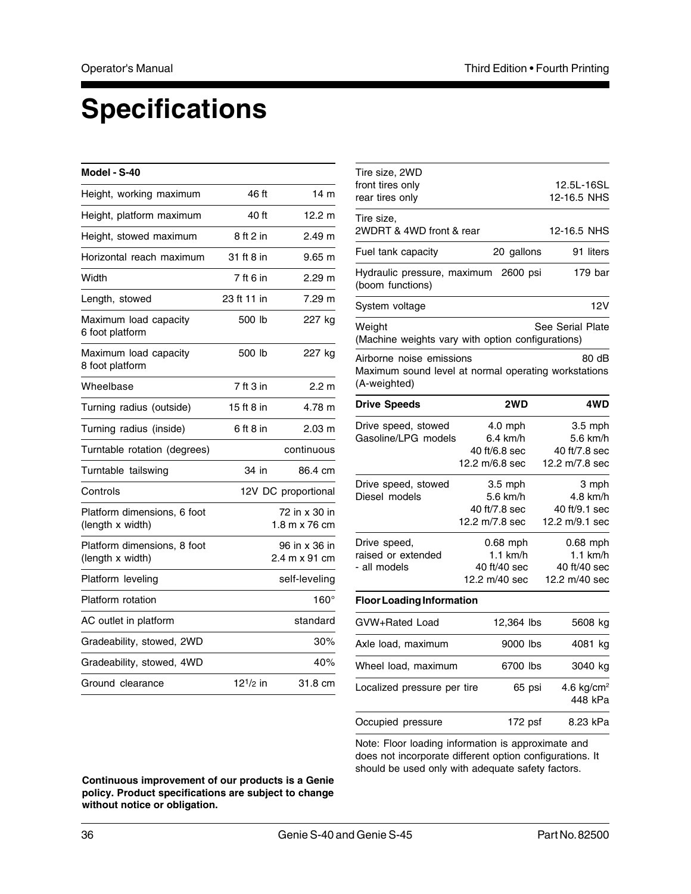# Specifications

| Model - S-40 | | |
|---|---|---|
| Height, working maximum | 46 ft | 14 m |
| Height, platform maximum | 40 ft | 12.2 m |
| Height, stowed maximum | 8 ft 2 in | 2.49 m |
| Horizontal reach maximum | 31 ft 8 in | 9.65 m |
| Width | 7 ft 6 in | 2.29 m |
| Length, stowed | 23 ft 11 in | 7.29 m |
| Maximum load capacity 6 foot platform | 500 lb | 227 kg |
| Maximum load capacity 8 foot platform | 500 lb | 227 kg |
| Wheelbase | 7 ft 3 in | 2.2 m |
| Turning radius (outside) | 15 ft 8 in | 4.78 m |
| Turning radius (inside) | 6 ft 8 in | 2.03 m |
| Turntable rotation (degrees) | | continuous |
| Turntable tailswing | 34 in | 86.4 cm |
| Controls | | 12V DC proportional |
| Platform dimensions, 6 foot (length x width) | | 72 in x 30 in<br>1.8 m x 76 cm |
| Platform dimensions, 8 foot (length x width) | | 96 in x 36 in<br>2.4 m x 91 cm |
| Platform leveling | | self-leveling |
| Platform rotation | | 160° |
| AC outlet in platform | | standard |
| Gradeability, stowed, 2WD | | 30% |
| Gradeability, stowed, 4WD | | 40% |
| Ground clearance | 12½ in | 31.8 cm |

**Continuous improvement of our products is a Genie policy. Product specifications are subject to change without notice or obligation.**

| | | |
|---|---|---|
| Tire size, 2WD<br>front tires only<br>rear tires only | | <br>12.5L-16SL<br>12-16.5 NHS |
| Tire size,<br>2WDRT & 4WD front & rear | | 12-16.5 NHS |
| Fuel tank capacity | 20 gallons | 91 liters |
| Hydraulic pressure, maximum (boom functions) | 2600 psi | 179 bar |
| System voltage | | 12V |
| Weight<br>(Machine weights vary with option configurations) | | See Serial Plate |
| Airborne noise emissions<br>Maximum sound level at normal operating workstations (A-weighted) | | 80 dB |

| Drive Speeds | 2WD | 4WD |
|---|---|---|
| Drive speed, stowed<br>Gasoline/LPG models | 4.0 mph<br>6.4 km/h<br>40 ft/6.8 sec<br>12.2 m/6.8 sec | 3.5 mph<br>5.6 km/h<br>40 ft/7.8 sec<br>12.2 m/7.8 sec |
| Drive speed, stowed<br>Diesel models | 3.5 mph<br>5.6 km/h<br>40 ft/7.8 sec<br>12.2 m/7.8 sec | 3 mph<br>4.8 km/h<br>40 ft/9.1 sec<br>12.2 m/9.1 sec |
| Drive speed,<br>raised or extended<br>- all models | 0.68 mph<br>1.1 km/h<br>40 ft/40 sec<br>12.2 m/40 sec | 0.68 mph<br>1.1 km/h<br>40 ft/40 sec<br>12.2 m/40 sec |

| Floor Loading Information | | |
|---|---|---|
| GVW+Rated Load | 12,364 lbs | 5608 kg |
| Axle load, maximum | 9000 lbs | 4081 kg |
| Wheel load, maximum | 6700 lbs | 3040 kg |
| Localized pressure per tire | 65 psi | 4.6 kg/cm²<br>448 kPa |
| Occupied pressure | 172 psf | 8.23 kPa |

Note: Floor loading information is approximate and does not incorporate different option configurations. It should be used only with adequate safety factors.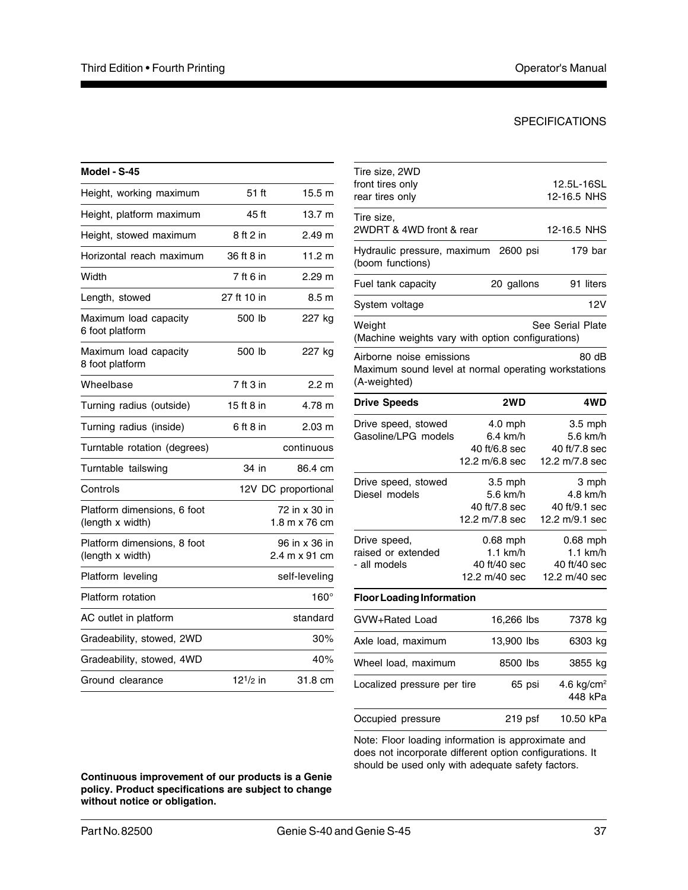## SPECIFICATIONS

| Model - S-45 | | |
|---|---|---|
| Height, working maximum | 51 ft | 15.5 m |
| Height, platform maximum | 45 ft | 13.7 m |
| Height, stowed maximum | 8 ft 2 in | 2.49 m |
| Horizontal reach maximum | 36 ft 8 in | 11.2 m |
| Width | 7 ft 6 in | 2.29 m |
| Length, stowed | 27 ft 10 in | 8.5 m |
| Maximum load capacity 6 foot platform | 500 lb | 227 kg |
| Maximum load capacity 8 foot platform | 500 lb | 227 kg |
| Wheelbase | 7 ft 3 in | 2.2 m |
| Turning radius (outside) | 15 ft 8 in | 4.78 m |
| Turning radius (inside) | 6 ft 8 in | 2.03 m |
| Turntable rotation (degrees) | | continuous |
| Turntable tailswing | 34 in | 86.4 cm |
| Controls | | 12V DC proportional |
| Platform dimensions, 6 foot (length x width) | | 72 in x 30 in 1.8 m x 76 cm |
| Platform dimensions, 8 foot (length x width) | | 96 in x 36 in 2.4 m x 91 cm |
| Platform leveling | | self-leveling |
| Platform rotation | | 160° |
| AC outlet in platform | | standard |
| Gradeability, stowed, 2WD | | 30% |
| Gradeability, stowed, 4WD | | 40% |
| Ground clearance | 12 1/2 in | 31.8 cm |

**Continuous improvement of our products is a Genie policy. Product specifications are subject to change without notice or obligation.**

| | | |
|---|---|---|
| Tire size, 2WD front tires only | | 12.5L-16SL |
| rear tires only | | 12-16.5 NHS |
| Tire size, 2WDRT & 4WD front & rear | | 12-16.5 NHS |
| Hydraulic pressure, maximum (boom functions) | 2600 psi | 179 bar |
| Fuel tank capacity | 20 gallons | 91 liters |
| System voltage | | 12V |
| Weight (Machine weights vary with option configurations) | | See Serial Plate |
| Airborne noise emissions Maximum sound level at normal operating workstations (A-weighted) | | 80 dB |

| Drive Speeds | 2WD | 4WD |
|---|---|---|
| Drive speed, stowed Gasoline/LPG models | 4.0 mph 6.4 km/h 40 ft/6.8 sec 12.2 m/6.8 sec | 3.5 mph 5.6 km/h 40 ft/7.8 sec 12.2 m/7.8 sec |
| Drive speed, stowed Diesel models | 3.5 mph 5.6 km/h 40 ft/7.8 sec 12.2 m/7.8 sec | 3 mph 4.8 km/h 40 ft/9.1 sec 12.2 m/9.1 sec |
| Drive speed, raised or extended - all models | 0.68 mph 1.1 km/h 40 ft/40 sec 12.2 m/40 sec | 0.68 mph 1.1 km/h 40 ft/40 sec 12.2 m/40 sec |

| Floor Loading Information | | |
|---|---|---|
| GVW+Rated Load | 16,266 lbs | 7378 kg |
| Axle load, maximum | 13,900 lbs | 6303 kg |
| Wheel load, maximum | 8500 lbs | 3855 kg |
| Localized pressure per tire | 65 psi | 4.6 kg/cm² 448 kPa |
| Occupied pressure | 219 psf | 10.50 kPa |

Note: Floor loading information is approximate and does not incorporate different option configurations. It should be used only with adequate safety factors.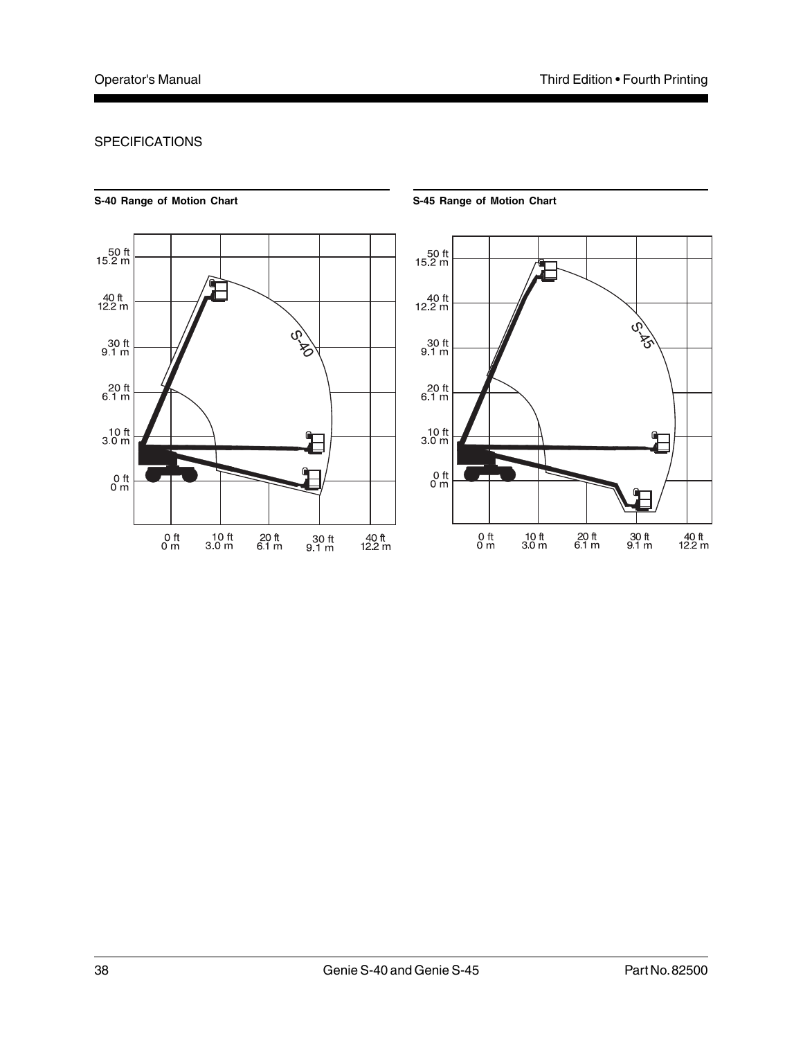## SPECIFICATIONS

### S-40 Range of Motion Chart

50 ft
15.2 m
40 ft
12.2 m
30 ft
9.1 m
20 ft
6.1 m
10 ft
3.0 m
0 ft
0 m

S-40

0 ft
0 m
10 ft
3.0 m
20 ft
6.1 m
30 ft
9.1 m
40 ft
12.2 m

### S-45 Range of Motion Chart

50 ft
15.2 m
40 ft
12.2 m
30 ft
9.1 m
20 ft
6.1 m
10 ft
3.0 m
0 ft
0 m

S-45

0 ft
0 m
10 ft
3.0 m
20 ft
6.1 m
30 ft
9.1 m
40 ft
12.2 m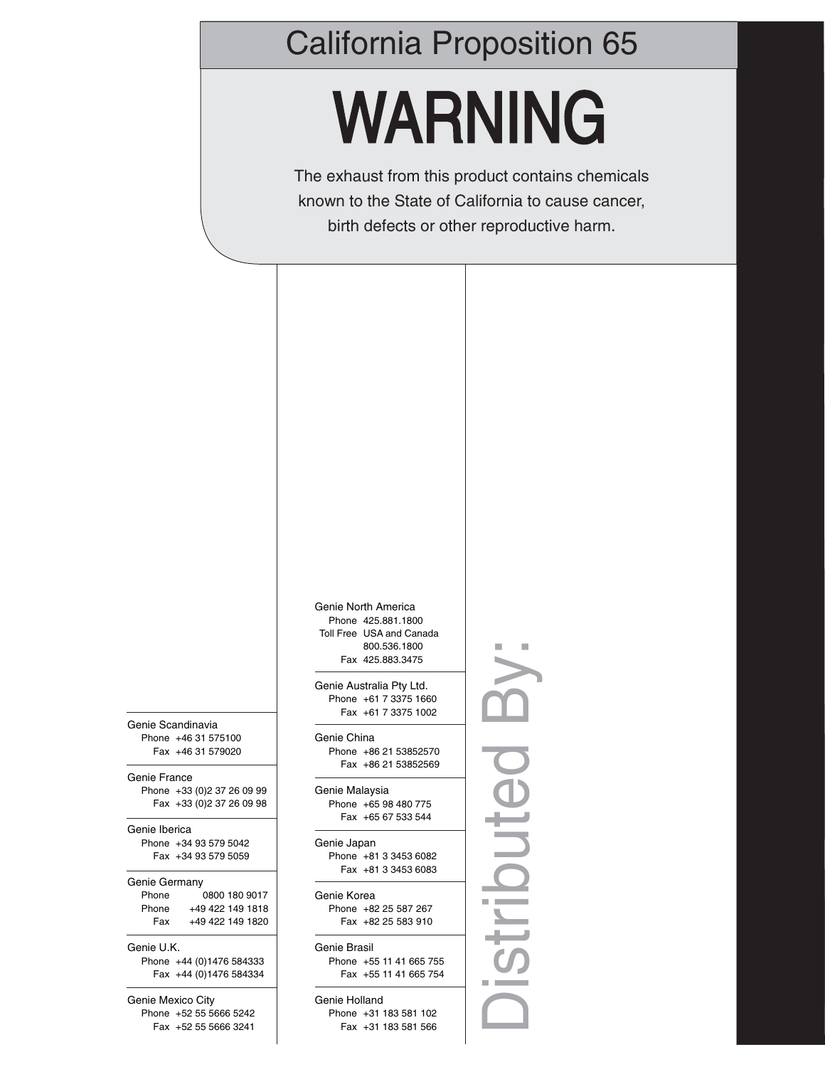# California Proposition 65

## WARNING

The exhaust from this product contains chemicals known to the State of California to cause cancer, birth defects or other reproductive harm.

Genie Scandinavia
Phone +46 31 575100
Fax +46 31 579020

Genie France
Phone +33 (0)2 37 26 09 99
Fax +33 (0)2 37 26 09 98

Genie Iberica
Phone +34 93 579 5042
Fax +34 93 579 5059

Genie Germany
Phone 0800 180 9017
Phone +49 422 149 1818
Fax +49 422 149 1820

Genie U.K.
Phone +44 (0)1476 584333
Fax +44 (0)1476 584334

Genie Mexico City
Phone +52 55 5666 5242
Fax +52 55 5666 3241

Genie North America
Phone 425.881.1800
Toll Free USA and Canada 800.536.1800
Fax 425.883.3475

Genie Australia Pty Ltd.
Phone +61 7 3375 1660
Fax +61 7 3375 1002

Genie China
Phone +86 21 53852570
Fax +86 21 53852569

Genie Malaysia
Phone +65 98 480 775
Fax +65 67 533 544

Genie Japan
Phone +81 3 3453 6082
Fax +81 3 3453 6083

Genie Korea
Phone +82 25 587 267
Fax +82 25 583 910

Genie Brasil
Phone +55 11 41 665 755
Fax +55 11 41 665 754

Genie Holland
Phone +31 183 581 102
Fax +31 183 581 566

Distributed By: